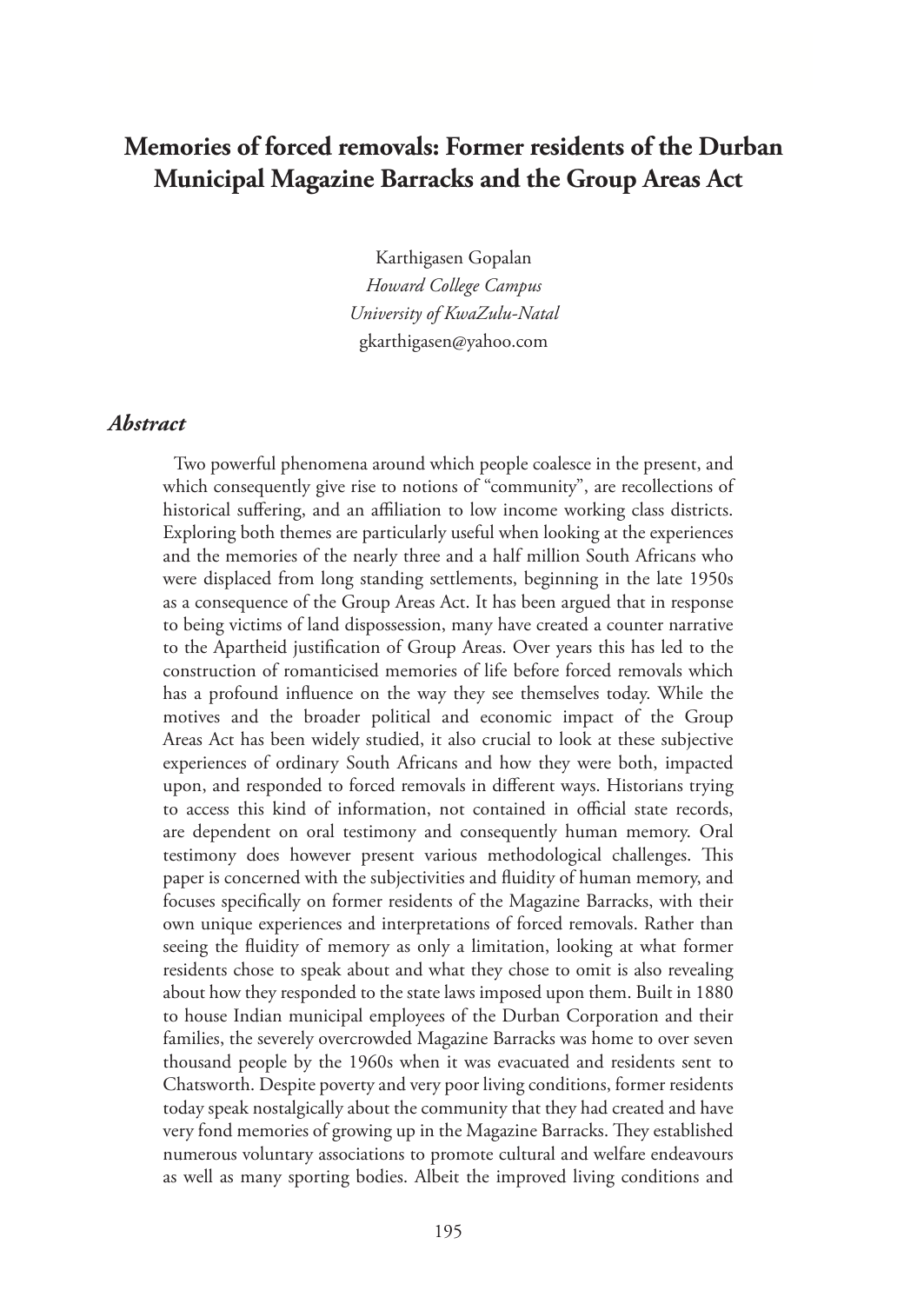# Memories of forced removals: Former residents of the Durban Municipal Magazine Barracks and the Group Areas Act

Karthigasen Gopalan
*Howard College Campus*
*University of KwaZulu-Natal*
gkarthigasen@yahoo.com

## *Abstract*

Two powerful phenomena around which people coalesce in the present, and which consequently give rise to notions of "community", are recollections of historical suffering, and an affiliation to low income working class districts. Exploring both themes are particularly useful when looking at the experiences and the memories of the nearly three and a half million South Africans who were displaced from long standing settlements, beginning in the late 1950s as a consequence of the Group Areas Act. It has been argued that in response to being victims of land dispossession, many have created a counter narrative to the Apartheid justification of Group Areas. Over years this has led to the construction of romanticised memories of life before forced removals which has a profound influence on the way they see themselves today. While the motives and the broader political and economic impact of the Group Areas Act has been widely studied, it also crucial to look at these subjective experiences of ordinary South Africans and how they were both, impacted upon, and responded to forced removals in different ways. Historians trying to access this kind of information, not contained in official state records, are dependent on oral testimony and consequently human memory. Oral testimony does however present various methodological challenges. This paper is concerned with the subjectivities and fluidity of human memory, and focuses specifically on former residents of the Magazine Barracks, with their own unique experiences and interpretations of forced removals. Rather than seeing the fluidity of memory as only a limitation, looking at what former residents chose to speak about and what they chose to omit is also revealing about how they responded to the state laws imposed upon them. Built in 1880 to house Indian municipal employees of the Durban Corporation and their families, the severely overcrowded Magazine Barracks was home to over seven thousand people by the 1960s when it was evacuated and residents sent to Chatsworth. Despite poverty and very poor living conditions, former residents today speak nostalgically about the community that they had created and have very fond memories of growing up in the Magazine Barracks. They established numerous voluntary associations to promote cultural and welfare endeavours as well as many sporting bodies. Albeit the improved living conditions and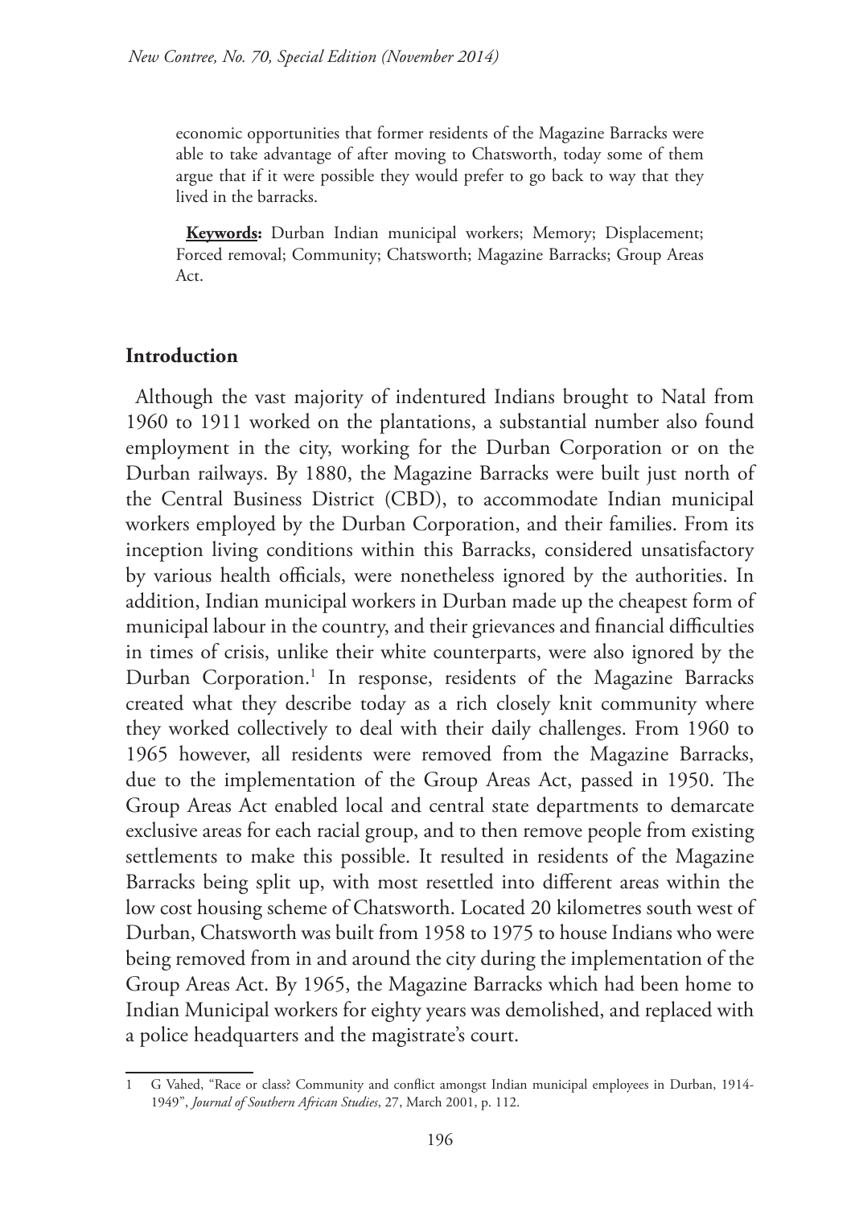economic opportunities that former residents of the Magazine Barracks were able to take advantage of after moving to Chatsworth, today some of them argue that if it were possible they would prefer to go back to way that they lived in the barracks.

**Keywords:** Durban Indian municipal workers; Memory; Displacement; Forced removal; Community; Chatsworth; Magazine Barracks; Group Areas Act.

## Introduction

Although the vast majority of indentured Indians brought to Natal from 1960 to 1911 worked on the plantations, a substantial number also found employment in the city, working for the Durban Corporation or on the Durban railways. By 1880, the Magazine Barracks were built just north of the Central Business District (CBD), to accommodate Indian municipal workers employed by the Durban Corporation, and their families. From its inception living conditions within this Barracks, considered unsatisfactory by various health officials, were nonetheless ignored by the authorities. In addition, Indian municipal workers in Durban made up the cheapest form of municipal labour in the country, and their grievances and financial difficulties in times of crisis, unlike their white counterparts, were also ignored by the Durban Corporation.[1] In response, residents of the Magazine Barracks created what they describe today as a rich closely knit community where they worked collectively to deal with their daily challenges. From 1960 to 1965 however, all residents were removed from the Magazine Barracks, due to the implementation of the Group Areas Act, passed in 1950. The Group Areas Act enabled local and central state departments to demarcate exclusive areas for each racial group, and to then remove people from existing settlements to make this possible. It resulted in residents of the Magazine Barracks being split up, with most resettled into different areas within the low cost housing scheme of Chatsworth. Located 20 kilometres south west of Durban, Chatsworth was built from 1958 to 1975 to house Indians who were being removed from in and around the city during the implementation of the Group Areas Act. By 1965, the Magazine Barracks which had been home to Indian Municipal workers for eighty years was demolished, and replaced with a police headquarters and the magistrate's court.

---

1 G Vahed, "Race or class? Community and conflict amongst Indian municipal employees in Durban, 1914-1949", *Journal of Southern African Studies*, 27, March 2001, p. 112.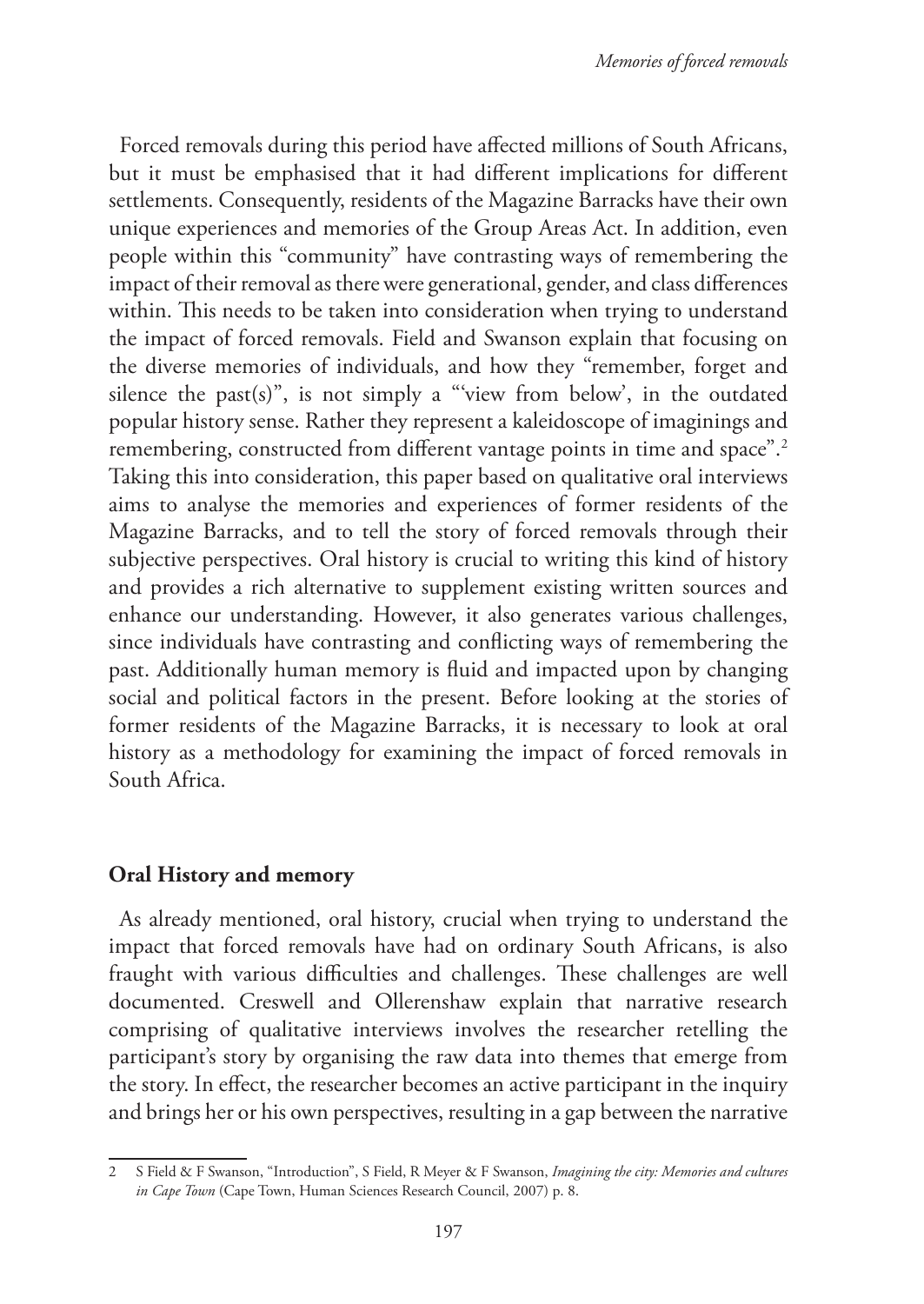Forced removals during this period have affected millions of South Africans, but it must be emphasised that it had different implications for different settlements. Consequently, residents of the Magazine Barracks have their own unique experiences and memories of the Group Areas Act. In addition, even people within this "community" have contrasting ways of remembering the impact of their removal as there were generational, gender, and class differences within. This needs to be taken into consideration when trying to understand the impact of forced removals. Field and Swanson explain that focusing on the diverse memories of individuals, and how they "remember, forget and silence the past(s)", is not simply a "'view from below', in the outdated popular history sense. Rather they represent a kaleidoscope of imaginings and remembering, constructed from different vantage points in time and space".[2] Taking this into consideration, this paper based on qualitative oral interviews aims to analyse the memories and experiences of former residents of the Magazine Barracks, and to tell the story of forced removals through their subjective perspectives. Oral history is crucial to writing this kind of history and provides a rich alternative to supplement existing written sources and enhance our understanding. However, it also generates various challenges, since individuals have contrasting and conflicting ways of remembering the past. Additionally human memory is fluid and impacted upon by changing social and political factors in the present. Before looking at the stories of former residents of the Magazine Barracks, it is necessary to look at oral history as a methodology for examining the impact of forced removals in South Africa.

## Oral History and memory

As already mentioned, oral history, crucial when trying to understand the impact that forced removals have had on ordinary South Africans, is also fraught with various difficulties and challenges. These challenges are well documented. Creswell and Ollerenshaw explain that narrative research comprising of qualitative interviews involves the researcher retelling the participant's story by organising the raw data into themes that emerge from the story. In effect, the researcher becomes an active participant in the inquiry and brings her or his own perspectives, resulting in a gap between the narrative

---

2 S Field & F Swanson, "Introduction", S Field, R Meyer & F Swanson, *Imagining the city: Memories and cultures in Cape Town* (Cape Town, Human Sciences Research Council, 2007) p. 8.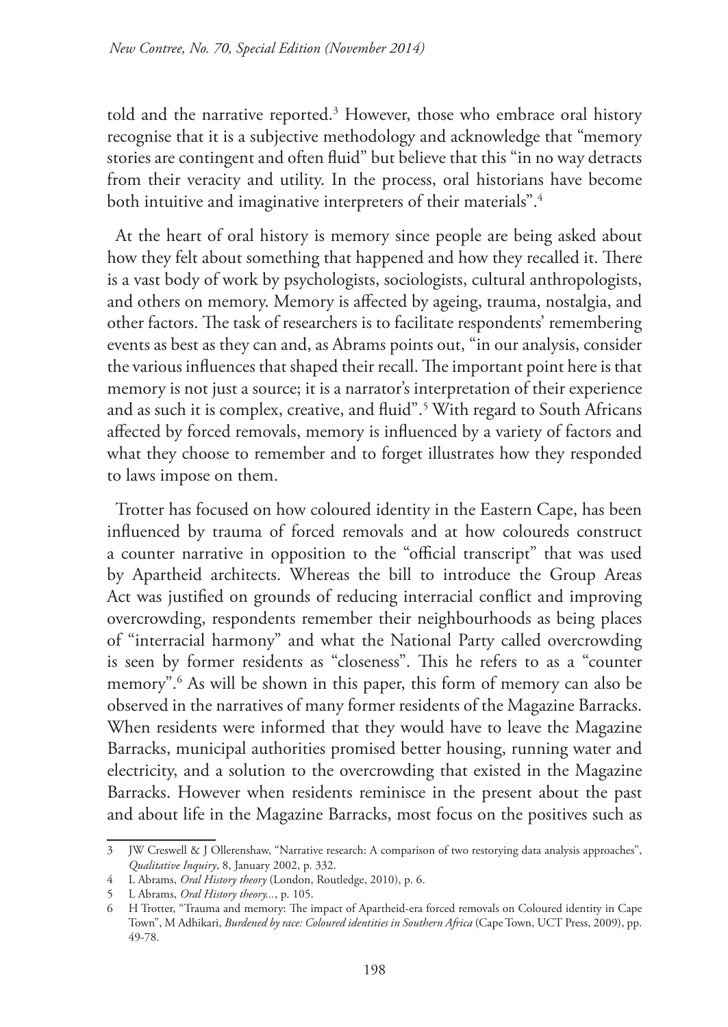told and the narrative reported.[3] However, those who embrace oral history recognise that it is a subjective methodology and acknowledge that "memory stories are contingent and often fluid" but believe that this "in no way detracts from their veracity and utility. In the process, oral historians have become both intuitive and imaginative interpreters of their materials".[4]

At the heart of oral history is memory since people are being asked about how they felt about something that happened and how they recalled it. There is a vast body of work by psychologists, sociologists, cultural anthropologists, and others on memory. Memory is affected by ageing, trauma, nostalgia, and other factors. The task of researchers is to facilitate respondents' remembering events as best as they can and, as Abrams points out, "in our analysis, consider the various influences that shaped their recall. The important point here is that memory is not just a source; it is a narrator's interpretation of their experience and as such it is complex, creative, and fluid".[5] With regard to South Africans affected by forced removals, memory is influenced by a variety of factors and what they choose to remember and to forget illustrates how they responded to laws impose on them.

Trotter has focused on how coloured identity in the Eastern Cape, has been influenced by trauma of forced removals and at how coloureds construct a counter narrative in opposition to the "official transcript" that was used by Apartheid architects. Whereas the bill to introduce the Group Areas Act was justified on grounds of reducing interracial conflict and improving overcrowding, respondents remember their neighbourhoods as being places of "interracial harmony" and what the National Party called overcrowding is seen by former residents as "closeness". This he refers to as a "counter memory".[6] As will be shown in this paper, this form of memory can also be observed in the narratives of many former residents of the Magazine Barracks. When residents were informed that they would have to leave the Magazine Barracks, municipal authorities promised better housing, running water and electricity, and a solution to the overcrowding that existed in the Magazine Barracks. However when residents reminisce in the present about the past and about life in the Magazine Barracks, most focus on the positives such as

---

3 JW Creswell & J Ollerenshaw, "Narrative research: A comparison of two restorying data analysis approaches", *Qualitative Inquiry*, 8, January 2002, p. 332.

4 L Abrams, *Oral History theory* (London, Routledge, 2010), p. 6.

5 L Abrams, *Oral History theory*..., p. 105.

6 H Trotter, "Trauma and memory: The impact of Apartheid-era forced removals on Coloured identity in Cape Town", M Adhikari, *Burdened by race: Coloured identities in Southern Africa* (Cape Town, UCT Press, 2009), pp. 49-78.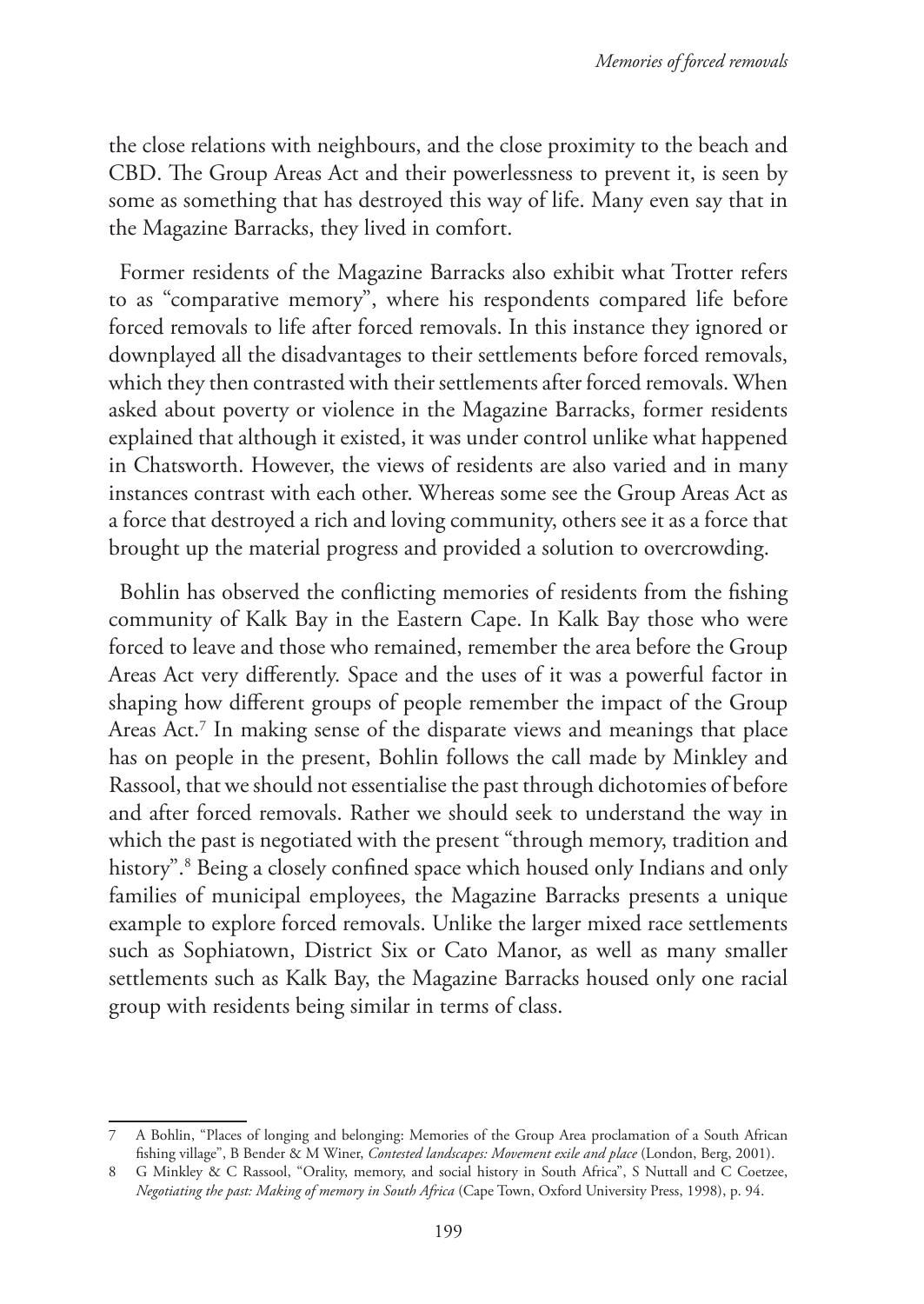the close relations with neighbours, and the close proximity to the beach and CBD. The Group Areas Act and their powerlessness to prevent it, is seen by some as something that has destroyed this way of life. Many even say that in the Magazine Barracks, they lived in comfort.

Former residents of the Magazine Barracks also exhibit what Trotter refers to as "comparative memory", where his respondents compared life before forced removals to life after forced removals. In this instance they ignored or downplayed all the disadvantages to their settlements before forced removals, which they then contrasted with their settlements after forced removals. When asked about poverty or violence in the Magazine Barracks, former residents explained that although it existed, it was under control unlike what happened in Chatsworth. However, the views of residents are also varied and in many instances contrast with each other. Whereas some see the Group Areas Act as a force that destroyed a rich and loving community, others see it as a force that brought up the material progress and provided a solution to overcrowding.

Bohlin has observed the conflicting memories of residents from the fishing community of Kalk Bay in the Eastern Cape. In Kalk Bay those who were forced to leave and those who remained, remember the area before the Group Areas Act very differently. Space and the uses of it was a powerful factor in shaping how different groups of people remember the impact of the Group Areas Act.[7] In making sense of the disparate views and meanings that place has on people in the present, Bohlin follows the call made by Minkley and Rassool, that we should not essentialise the past through dichotomies of before and after forced removals. Rather we should seek to understand the way in which the past is negotiated with the present "through memory, tradition and history".[8] Being a closely confined space which housed only Indians and only families of municipal employees, the Magazine Barracks presents a unique example to explore forced removals. Unlike the larger mixed race settlements such as Sophiatown, District Six or Cato Manor, as well as many smaller settlements such as Kalk Bay, the Magazine Barracks housed only one racial group with residents being similar in terms of class.

---

7 A Bohlin, "Places of longing and belonging: Memories of the Group Area proclamation of a South African fishing village", B Bender & M Winer, *Contested landscapes: Movement exile and place* (London, Berg, 2001).

8 G Minkley & C Rassool, "Orality, memory, and social history in South Africa", S Nuttall and C Coetzee, *Negotiating the past: Making of memory in South Africa* (Cape Town, Oxford University Press, 1998), p. 94.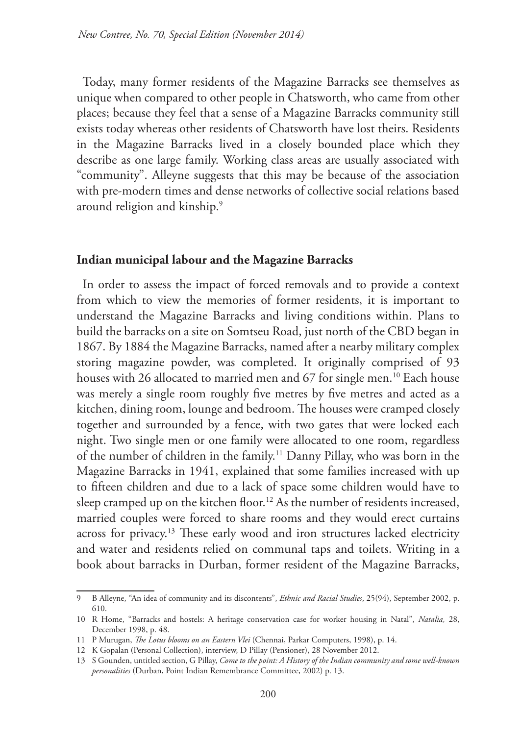Today, many former residents of the Magazine Barracks see themselves as unique when compared to other people in Chatsworth, who came from other places; because they feel that a sense of a Magazine Barracks community still exists today whereas other residents of Chatsworth have lost theirs. Residents in the Magazine Barracks lived in a closely bounded place which they describe as one large family. Working class areas are usually associated with "community". Alleyne suggests that this may be because of the association with pre-modern times and dense networks of collective social relations based around religion and kinship.[9]

## Indian municipal labour and the Magazine Barracks

In order to assess the impact of forced removals and to provide a context from which to view the memories of former residents, it is important to understand the Magazine Barracks and living conditions within. Plans to build the barracks on a site on Somtseu Road, just north of the CBD began in 1867. By 1884 the Magazine Barracks, named after a nearby military complex storing magazine powder, was completed. It originally comprised of 93 houses with 26 allocated to married men and 67 for single men.[10] Each house was merely a single room roughly five metres by five metres and acted as a kitchen, dining room, lounge and bedroom. The houses were cramped closely together and surrounded by a fence, with two gates that were locked each night. Two single men or one family were allocated to one room, regardless of the number of children in the family.[11] Danny Pillay, who was born in the Magazine Barracks in 1941, explained that some families increased with up to fifteen children and due to a lack of space some children would have to sleep cramped up on the kitchen floor.[12] As the number of residents increased, married couples were forced to share rooms and they would erect curtains across for privacy.[13] These early wood and iron structures lacked electricity and water and residents relied on communal taps and toilets. Writing in a book about barracks in Durban, former resident of the Magazine Barracks,

---

9 B Alleyne, "An idea of community and its discontents", *Ethnic and Racial Studies*, 25(94), September 2002, p. 610.

10 R Home, "Barracks and hostels: A heritage conservation case for worker housing in Natal", *Natalia,* 28, December 1998, p. 48.

11 P Murugan, *The Lotus blooms on an Eastern Vlei* (Chennai, Parkar Computers, 1998), p. 14.

12 K Gopalan (Personal Collection), interview, D Pillay (Pensioner), 28 November 2012.

13 S Gounden, untitled section, G Pillay, *Come to the point: A History of the Indian community and some well-known personalities* (Durban, Point Indian Remembrance Committee, 2002) p. 13.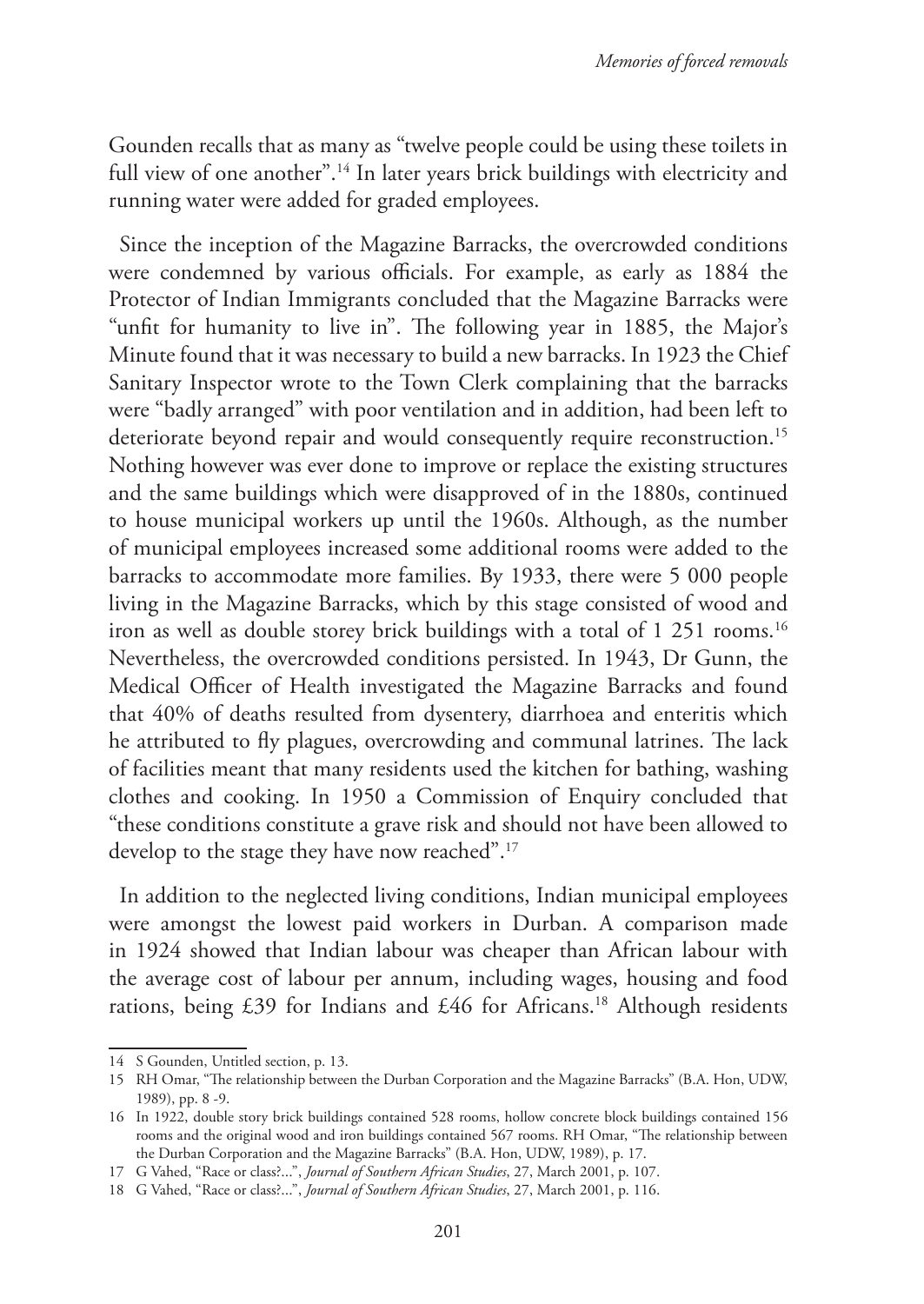Gounden recalls that as many as "twelve people could be using these toilets in full view of one another".[14] In later years brick buildings with electricity and running water were added for graded employees.

Since the inception of the Magazine Barracks, the overcrowded conditions were condemned by various officials. For example, as early as 1884 the Protector of Indian Immigrants concluded that the Magazine Barracks were "unfit for humanity to live in". The following year in 1885, the Major's Minute found that it was necessary to build a new barracks. In 1923 the Chief Sanitary Inspector wrote to the Town Clerk complaining that the barracks were "badly arranged" with poor ventilation and in addition, had been left to deteriorate beyond repair and would consequently require reconstruction.[15] Nothing however was ever done to improve or replace the existing structures and the same buildings which were disapproved of in the 1880s, continued to house municipal workers up until the 1960s. Although, as the number of municipal employees increased some additional rooms were added to the barracks to accommodate more families. By 1933, there were 5 000 people living in the Magazine Barracks, which by this stage consisted of wood and iron as well as double storey brick buildings with a total of 1 251 rooms.[16] Nevertheless, the overcrowded conditions persisted. In 1943, Dr Gunn, the Medical Officer of Health investigated the Magazine Barracks and found that 40% of deaths resulted from dysentery, diarrhoea and enteritis which he attributed to fly plagues, overcrowding and communal latrines. The lack of facilities meant that many residents used the kitchen for bathing, washing clothes and cooking. In 1950 a Commission of Enquiry concluded that "these conditions constitute a grave risk and should not have been allowed to develop to the stage they have now reached".[17]

In addition to the neglected living conditions, Indian municipal employees were amongst the lowest paid workers in Durban. A comparison made in 1924 showed that Indian labour was cheaper than African labour with the average cost of labour per annum, including wages, housing and food rations, being £39 for Indians and £46 for Africans.[18] Although residents

---

14 S Gounden, Untitled section, p. 13.

15 RH Omar, "The relationship between the Durban Corporation and the Magazine Barracks" (B.A. Hon, UDW, 1989), pp. 8 -9.

16 In 1922, double story brick buildings contained 528 rooms, hollow concrete block buildings contained 156 rooms and the original wood and iron buildings contained 567 rooms. RH Omar, "The relationship between the Durban Corporation and the Magazine Barracks" (B.A. Hon, UDW, 1989), p. 17.

17 G Vahed, "Race or class?...", *Journal of Southern African Studies*, 27, March 2001, p. 107.

18 G Vahed, "Race or class?...", *Journal of Southern African Studies*, 27, March 2001, p. 116.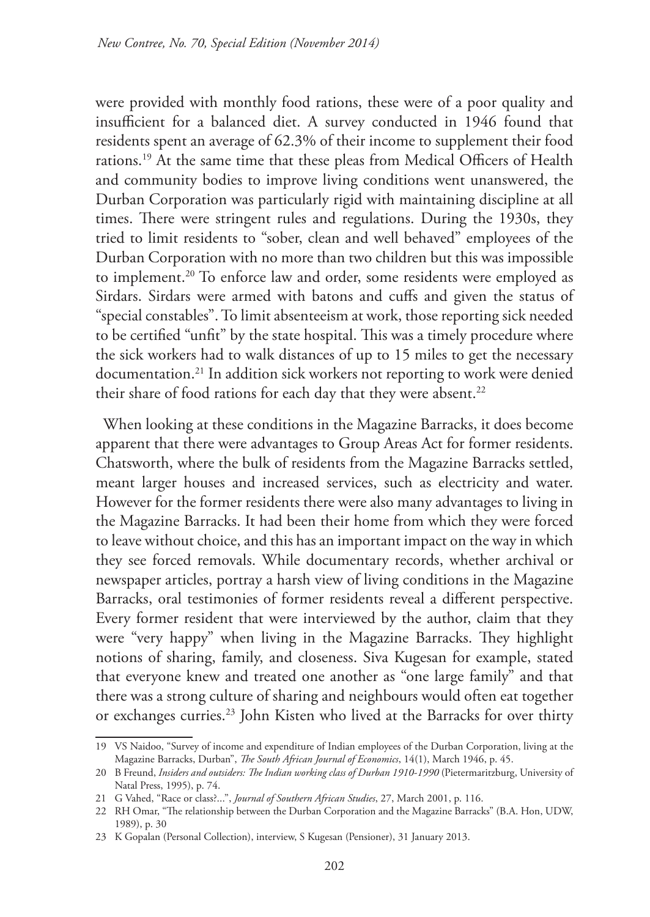were provided with monthly food rations, these were of a poor quality and insufficient for a balanced diet. A survey conducted in 1946 found that residents spent an average of 62.3% of their income to supplement their food rations.[19] At the same time that these pleas from Medical Officers of Health and community bodies to improve living conditions went unanswered, the Durban Corporation was particularly rigid with maintaining discipline at all times. There were stringent rules and regulations. During the 1930s, they tried to limit residents to "sober, clean and well behaved" employees of the Durban Corporation with no more than two children but this was impossible to implement.[20] To enforce law and order, some residents were employed as Sirdars. Sirdars were armed with batons and cuffs and given the status of "special constables". To limit absenteeism at work, those reporting sick needed to be certified "unfit" by the state hospital. This was a timely procedure where the sick workers had to walk distances of up to 15 miles to get the necessary documentation.[21] In addition sick workers not reporting to work were denied their share of food rations for each day that they were absent.[22]

When looking at these conditions in the Magazine Barracks, it does become apparent that there were advantages to Group Areas Act for former residents. Chatsworth, where the bulk of residents from the Magazine Barracks settled, meant larger houses and increased services, such as electricity and water. However for the former residents there were also many advantages to living in the Magazine Barracks. It had been their home from which they were forced to leave without choice, and this has an important impact on the way in which they see forced removals. While documentary records, whether archival or newspaper articles, portray a harsh view of living conditions in the Magazine Barracks, oral testimonies of former residents reveal a different perspective. Every former resident that were interviewed by the author, claim that they were "very happy" when living in the Magazine Barracks. They highlight notions of sharing, family, and closeness. Siva Kugesan for example, stated that everyone knew and treated one another as "one large family" and that there was a strong culture of sharing and neighbours would often eat together or exchanges curries.[23] John Kisten who lived at the Barracks for over thirty

---

19 VS Naidoo, "Survey of income and expenditure of Indian employees of the Durban Corporation, living at the Magazine Barracks, Durban", *The South African Journal of Economics*, 14(1), March 1946, p. 45.

20 B Freund, *Insiders and outsiders: The Indian working class of Durban 1910-1990* (Pietermaritzburg, University of Natal Press, 1995), p. 74.

21 G Vahed, "Race or class?...", *Journal of Southern African Studies*, 27, March 2001, p. 116.

22 RH Omar, "The relationship between the Durban Corporation and the Magazine Barracks" (B.A. Hon, UDW, 1989), p. 30

23 K Gopalan (Personal Collection), interview, S Kugesan (Pensioner), 31 January 2013.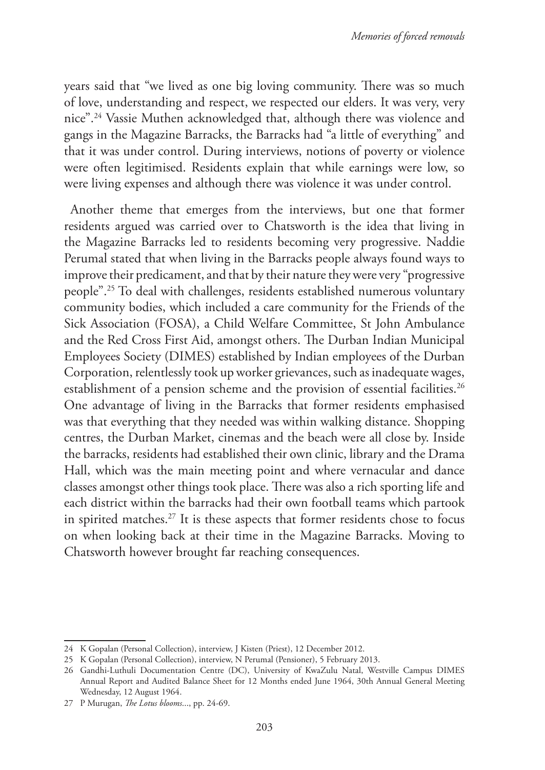years said that "we lived as one big loving community. There was so much of love, understanding and respect, we respected our elders. It was very, very nice".[24] Vassie Muthen acknowledged that, although there was violence and gangs in the Magazine Barracks, the Barracks had "a little of everything" and that it was under control. During interviews, notions of poverty or violence were often legitimised. Residents explain that while earnings were low, so were living expenses and although there was violence it was under control.

Another theme that emerges from the interviews, but one that former residents argued was carried over to Chatsworth is the idea that living in the Magazine Barracks led to residents becoming very progressive. Naddie Perumal stated that when living in the Barracks people always found ways to improve their predicament, and that by their nature they were very "progressive people".[25] To deal with challenges, residents established numerous voluntary community bodies, which included a care community for the Friends of the Sick Association (FOSA), a Child Welfare Committee, St John Ambulance and the Red Cross First Aid, amongst others. The Durban Indian Municipal Employees Society (DIMES) established by Indian employees of the Durban Corporation, relentlessly took up worker grievances, such as inadequate wages, establishment of a pension scheme and the provision of essential facilities.[26] One advantage of living in the Barracks that former residents emphasised was that everything that they needed was within walking distance. Shopping centres, the Durban Market, cinemas and the beach were all close by. Inside the barracks, residents had established their own clinic, library and the Drama Hall, which was the main meeting point and where vernacular and dance classes amongst other things took place. There was also a rich sporting life and each district within the barracks had their own football teams which partook in spirited matches.[27] It is these aspects that former residents chose to focus on when looking back at their time in the Magazine Barracks. Moving to Chatsworth however brought far reaching consequences.

---

24 K Gopalan (Personal Collection), interview, J Kisten (Priest), 12 December 2012.

25 K Gopalan (Personal Collection), interview, N Perumal (Pensioner), 5 February 2013.

26 Gandhi-Luthuli Documentation Centre (DC), University of KwaZulu Natal, Westville Campus DIMES Annual Report and Audited Balance Sheet for 12 Months ended June 1964, 30th Annual General Meeting Wednesday, 12 August 1964.

27 P Murugan, *The Lotus blooms*..., pp. 24-69.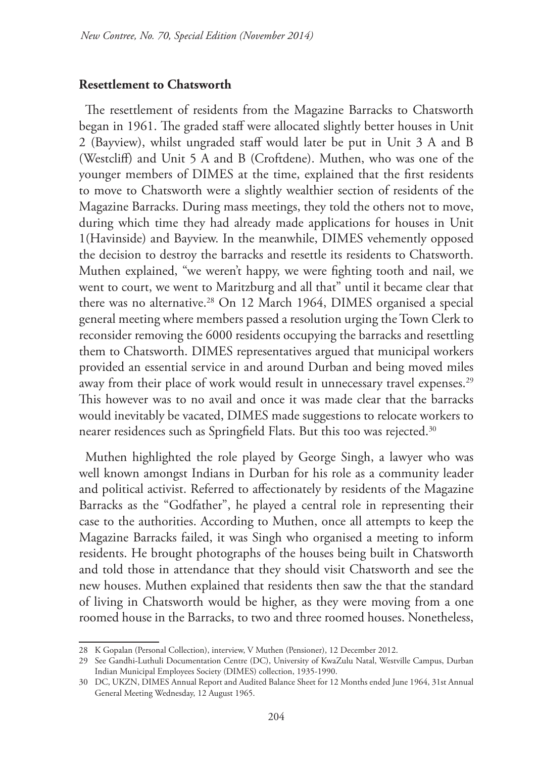### Resettlement to Chatsworth

The resettlement of residents from the Magazine Barracks to Chatsworth began in 1961. The graded staff were allocated slightly better houses in Unit 2 (Bayview), whilst ungraded staff would later be put in Unit 3 A and B (Westcliff) and Unit 5 A and B (Croftdene). Muthen, who was one of the younger members of DIMES at the time, explained that the first residents to move to Chatsworth were a slightly wealthier section of residents of the Magazine Barracks. During mass meetings, they told the others not to move, during which time they had already made applications for houses in Unit 1(Havinside) and Bayview. In the meanwhile, DIMES vehemently opposed the decision to destroy the barracks and resettle its residents to Chatsworth. Muthen explained, "we weren't happy, we were fighting tooth and nail, we went to court, we went to Maritzburg and all that" until it became clear that there was no alternative.[28] On 12 March 1964, DIMES organised a special general meeting where members passed a resolution urging the Town Clerk to reconsider removing the 6000 residents occupying the barracks and resettling them to Chatsworth. DIMES representatives argued that municipal workers provided an essential service in and around Durban and being moved miles away from their place of work would result in unnecessary travel expenses.[29] This however was to no avail and once it was made clear that the barracks would inevitably be vacated, DIMES made suggestions to relocate workers to nearer residences such as Springfield Flats. But this too was rejected.[30]

Muthen highlighted the role played by George Singh, a lawyer who was well known amongst Indians in Durban for his role as a community leader and political activist. Referred to affectionately by residents of the Magazine Barracks as the "Godfather", he played a central role in representing their case to the authorities. According to Muthen, once all attempts to keep the Magazine Barracks failed, it was Singh who organised a meeting to inform residents. He brought photographs of the houses being built in Chatsworth and told those in attendance that they should visit Chatsworth and see the new houses. Muthen explained that residents then saw the that the standard of living in Chatsworth would be higher, as they were moving from a one roomed house in the Barracks, to two and three roomed houses. Nonetheless,

---

28 K Gopalan (Personal Collection), interview, V Muthen (Pensioner), 12 December 2012.

29 See Gandhi-Luthuli Documentation Centre (DC), University of KwaZulu Natal, Westville Campus, Durban Indian Municipal Employees Society (DIMES) collection, 1935-1990.

30 DC, UKZN, DIMES Annual Report and Audited Balance Sheet for 12 Months ended June 1964, 31st Annual General Meeting Wednesday, 12 August 1965.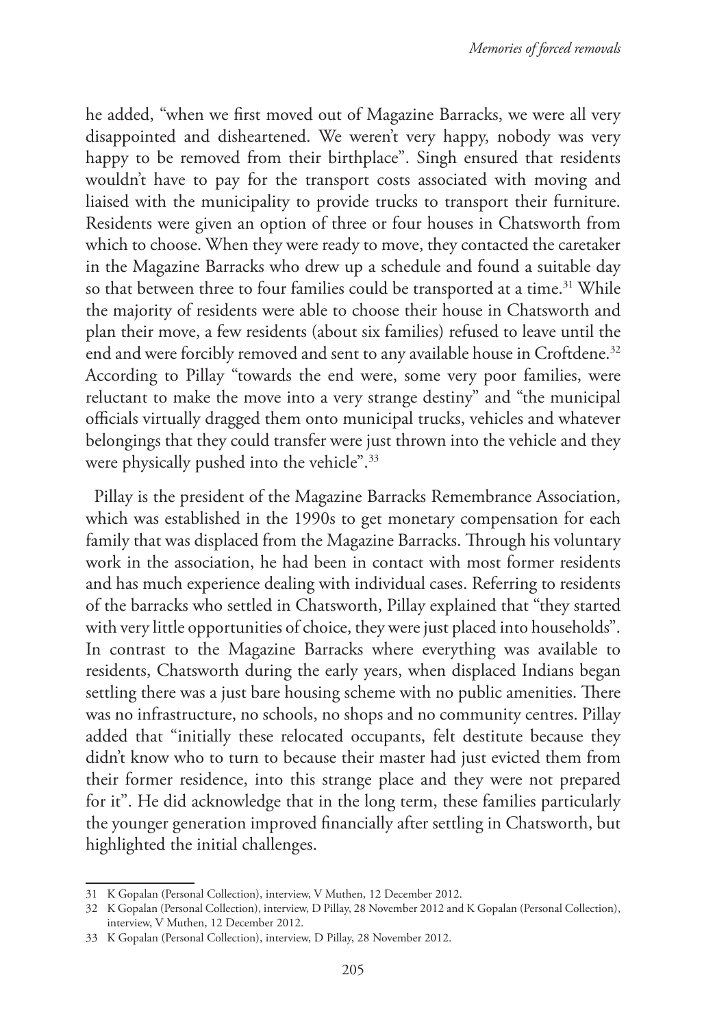he added, "when we first moved out of Magazine Barracks, we were all very disappointed and disheartened. We weren't very happy, nobody was very happy to be removed from their birthplace". Singh ensured that residents wouldn't have to pay for the transport costs associated with moving and liaised with the municipality to provide trucks to transport their furniture. Residents were given an option of three or four houses in Chatsworth from which to choose. When they were ready to move, they contacted the caretaker in the Magazine Barracks who drew up a schedule and found a suitable day so that between three to four families could be transported at a time.[31] While the majority of residents were able to choose their house in Chatsworth and plan their move, a few residents (about six families) refused to leave until the end and were forcibly removed and sent to any available house in Croftdene.[32] According to Pillay "towards the end were, some very poor families, were reluctant to make the move into a very strange destiny" and "the municipal officials virtually dragged them onto municipal trucks, vehicles and whatever belongings that they could transfer were just thrown into the vehicle and they were physically pushed into the vehicle".[33]

Pillay is the president of the Magazine Barracks Remembrance Association, which was established in the 1990s to get monetary compensation for each family that was displaced from the Magazine Barracks. Through his voluntary work in the association, he had been in contact with most former residents and has much experience dealing with individual cases. Referring to residents of the barracks who settled in Chatsworth, Pillay explained that "they started with very little opportunities of choice, they were just placed into households". In contrast to the Magazine Barracks where everything was available to residents, Chatsworth during the early years, when displaced Indians began settling there was a just bare housing scheme with no public amenities. There was no infrastructure, no schools, no shops and no community centres. Pillay added that "initially these relocated occupants, felt destitute because they didn't know who to turn to because their master had just evicted them from their former residence, into this strange place and they were not prepared for it". He did acknowledge that in the long term, these families particularly the younger generation improved financially after settling in Chatsworth, but highlighted the initial challenges.

---

31 K Gopalan (Personal Collection), interview, V Muthen, 12 December 2012.

32 K Gopalan (Personal Collection), interview, D Pillay, 28 November 2012 and K Gopalan (Personal Collection), interview, V Muthen, 12 December 2012.

33 K Gopalan (Personal Collection), interview, D Pillay, 28 November 2012.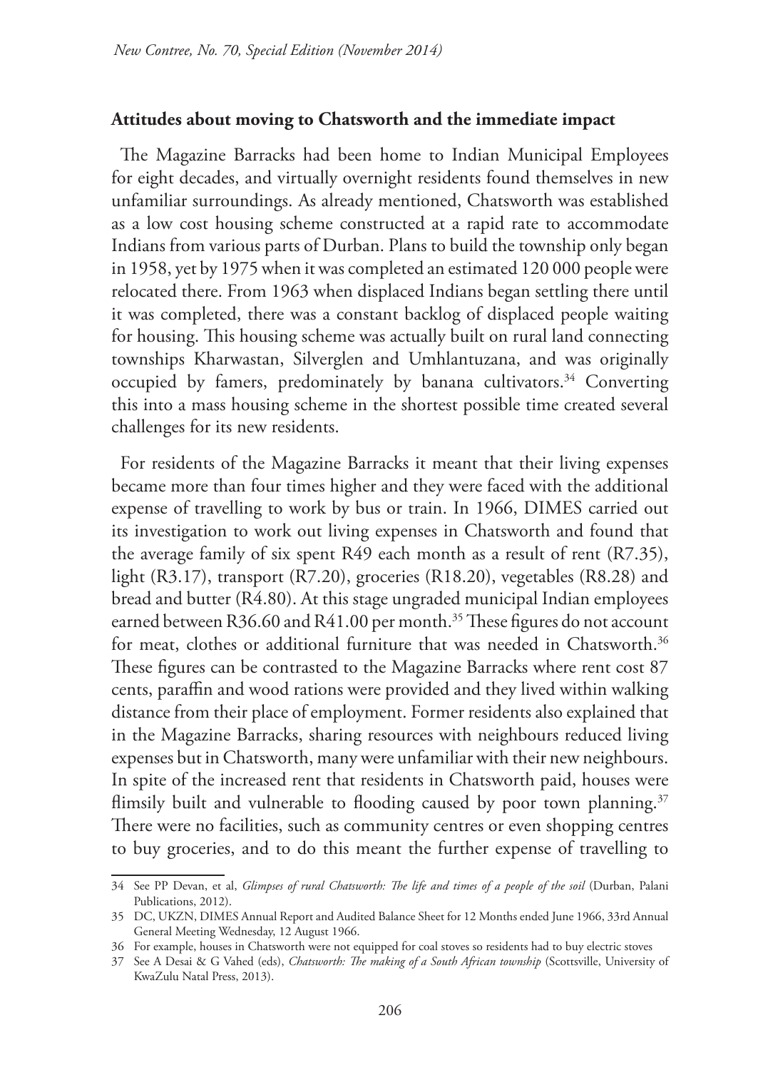**Attitudes about moving to Chatsworth and the immediate impact**

The Magazine Barracks had been home to Indian Municipal Employees for eight decades, and virtually overnight residents found themselves in new unfamiliar surroundings. As already mentioned, Chatsworth was established as a low cost housing scheme constructed at a rapid rate to accommodate Indians from various parts of Durban. Plans to build the township only began in 1958, yet by 1975 when it was completed an estimated 120 000 people were relocated there. From 1963 when displaced Indians began settling there until it was completed, there was a constant backlog of displaced people waiting for housing. This housing scheme was actually built on rural land connecting townships Kharwastan, Silverglen and Umhlantuzana, and was originally occupied by famers, predominately by banana cultivators.[34] Converting this into a mass housing scheme in the shortest possible time created several challenges for its new residents.

For residents of the Magazine Barracks it meant that their living expenses became more than four times higher and they were faced with the additional expense of travelling to work by bus or train. In 1966, DIMES carried out its investigation to work out living expenses in Chatsworth and found that the average family of six spent R49 each month as a result of rent (R7.35), light (R3.17), transport (R7.20), groceries (R18.20), vegetables (R8.28) and bread and butter (R4.80). At this stage ungraded municipal Indian employees earned between R36.60 and R41.00 per month.[35] These figures do not account for meat, clothes or additional furniture that was needed in Chatsworth.[36] These figures can be contrasted to the Magazine Barracks where rent cost 87 cents, paraffin and wood rations were provided and they lived within walking distance from their place of employment. Former residents also explained that in the Magazine Barracks, sharing resources with neighbours reduced living expenses but in Chatsworth, many were unfamiliar with their new neighbours. In spite of the increased rent that residents in Chatsworth paid, houses were flimsily built and vulnerable to flooding caused by poor town planning.[37] There were no facilities, such as community centres or even shopping centres to buy groceries, and to do this meant the further expense of travelling to

---

34 See PP Devan, et al, *Glimpses of rural Chatsworth: The life and times of a people of the soil* (Durban, Palani Publications, 2012).

35 DC, UKZN, DIMES Annual Report and Audited Balance Sheet for 12 Months ended June 1966, 33rd Annual General Meeting Wednesday, 12 August 1966.

36 For example, houses in Chatsworth were not equipped for coal stoves so residents had to buy electric stoves

37 See A Desai & G Vahed (eds), *Chatsworth: The making of a South African township* (Scottsville, University of KwaZulu Natal Press, 2013).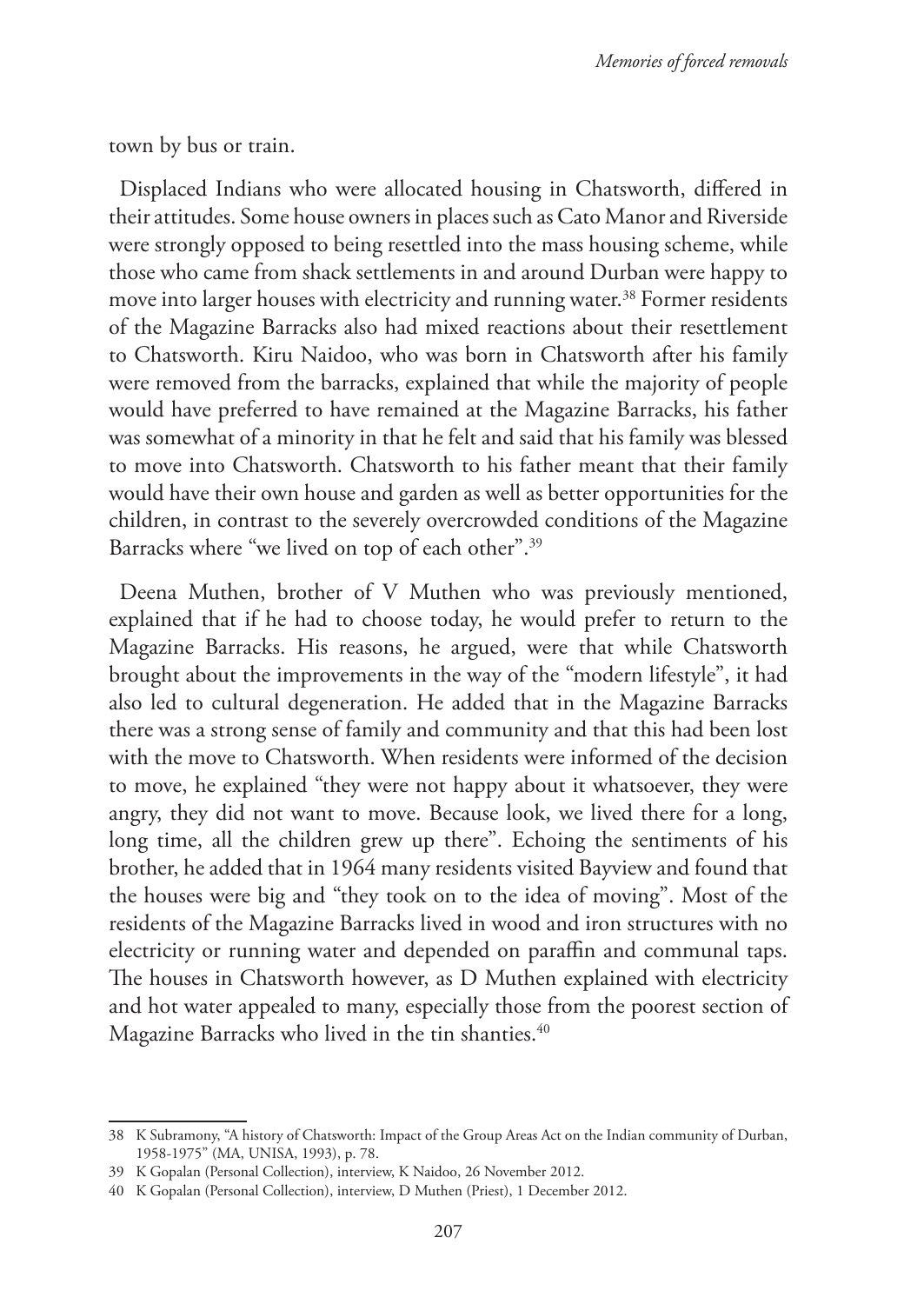town by bus or train.

Displaced Indians who were allocated housing in Chatsworth, differed in their attitudes. Some house owners in places such as Cato Manor and Riverside were strongly opposed to being resettled into the mass housing scheme, while those who came from shack settlements in and around Durban were happy to move into larger houses with electricity and running water.[38] Former residents of the Magazine Barracks also had mixed reactions about their resettlement to Chatsworth. Kiru Naidoo, who was born in Chatsworth after his family were removed from the barracks, explained that while the majority of people would have preferred to have remained at the Magazine Barracks, his father was somewhat of a minority in that he felt and said that his family was blessed to move into Chatsworth. Chatsworth to his father meant that their family would have their own house and garden as well as better opportunities for the children, in contrast to the severely overcrowded conditions of the Magazine Barracks where "we lived on top of each other".[39]

Deena Muthen, brother of V Muthen who was previously mentioned, explained that if he had to choose today, he would prefer to return to the Magazine Barracks. His reasons, he argued, were that while Chatsworth brought about the improvements in the way of the "modern lifestyle", it had also led to cultural degeneration. He added that in the Magazine Barracks there was a strong sense of family and community and that this had been lost with the move to Chatsworth. When residents were informed of the decision to move, he explained "they were not happy about it whatsoever, they were angry, they did not want to move. Because look, we lived there for a long, long time, all the children grew up there". Echoing the sentiments of his brother, he added that in 1964 many residents visited Bayview and found that the houses were big and "they took on to the idea of moving". Most of the residents of the Magazine Barracks lived in wood and iron structures with no electricity or running water and depended on paraffin and communal taps. The houses in Chatsworth however, as D Muthen explained with electricity and hot water appealed to many, especially those from the poorest section of Magazine Barracks who lived in the tin shanties.[40]

---

38 K Subramony, "A history of Chatsworth: Impact of the Group Areas Act on the Indian community of Durban, 1958-1975" (MA, UNISA, 1993), p. 78.

39 K Gopalan (Personal Collection), interview, K Naidoo, 26 November 2012.

40 K Gopalan (Personal Collection), interview, D Muthen (Priest), 1 December 2012.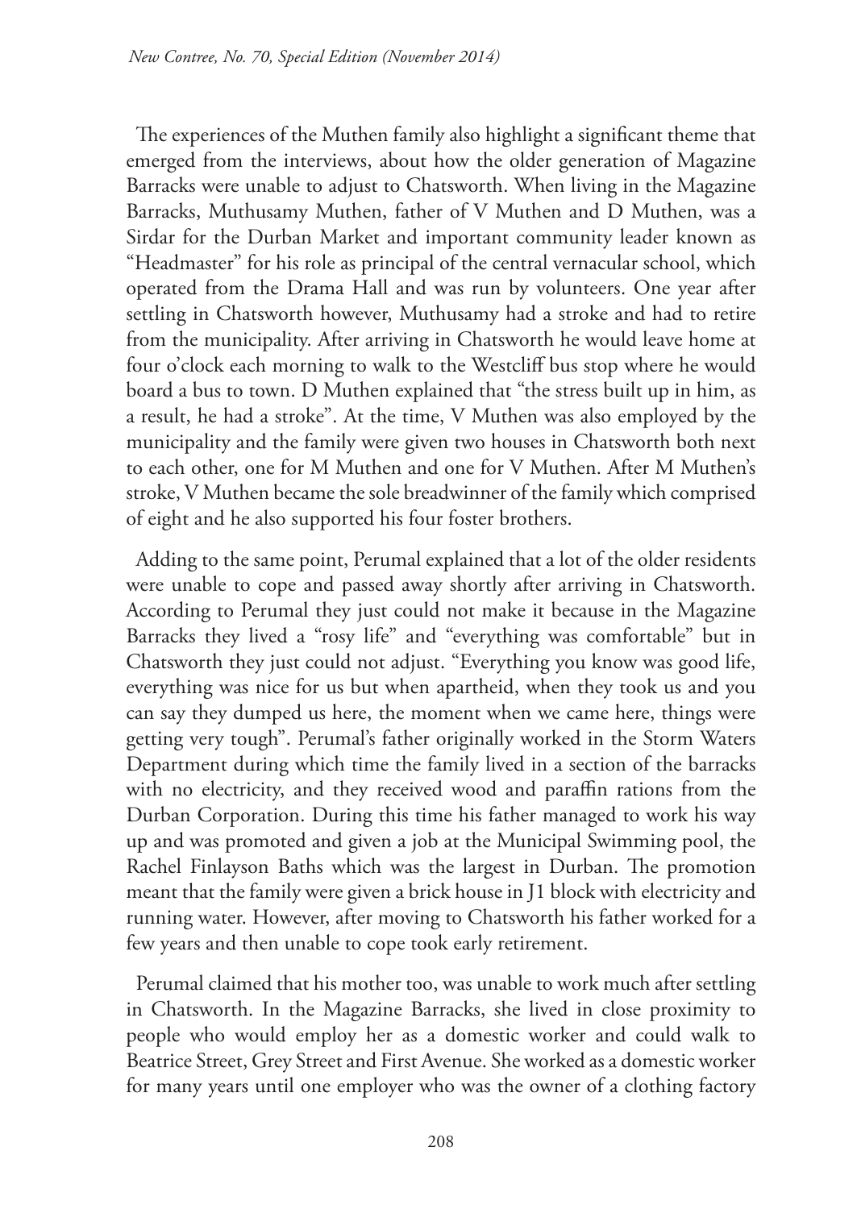The experiences of the Muthen family also highlight a significant theme that emerged from the interviews, about how the older generation of Magazine Barracks were unable to adjust to Chatsworth. When living in the Magazine Barracks, Muthusamy Muthen, father of V Muthen and D Muthen, was a Sirdar for the Durban Market and important community leader known as "Headmaster" for his role as principal of the central vernacular school, which operated from the Drama Hall and was run by volunteers. One year after settling in Chatsworth however, Muthusamy had a stroke and had to retire from the municipality. After arriving in Chatsworth he would leave home at four o'clock each morning to walk to the Westcliff bus stop where he would board a bus to town. D Muthen explained that "the stress built up in him, as a result, he had a stroke". At the time, V Muthen was also employed by the municipality and the family were given two houses in Chatsworth both next to each other, one for M Muthen and one for V Muthen. After M Muthen's stroke, V Muthen became the sole breadwinner of the family which comprised of eight and he also supported his four foster brothers.

Adding to the same point, Perumal explained that a lot of the older residents were unable to cope and passed away shortly after arriving in Chatsworth. According to Perumal they just could not make it because in the Magazine Barracks they lived a "rosy life" and "everything was comfortable" but in Chatsworth they just could not adjust. "Everything you know was good life, everything was nice for us but when apartheid, when they took us and you can say they dumped us here, the moment when we came here, things were getting very tough". Perumal's father originally worked in the Storm Waters Department during which time the family lived in a section of the barracks with no electricity, and they received wood and paraffin rations from the Durban Corporation. During this time his father managed to work his way up and was promoted and given a job at the Municipal Swimming pool, the Rachel Finlayson Baths which was the largest in Durban. The promotion meant that the family were given a brick house in J1 block with electricity and running water. However, after moving to Chatsworth his father worked for a few years and then unable to cope took early retirement.

Perumal claimed that his mother too, was unable to work much after settling in Chatsworth. In the Magazine Barracks, she lived in close proximity to people who would employ her as a domestic worker and could walk to Beatrice Street, Grey Street and First Avenue. She worked as a domestic worker for many years until one employer who was the owner of a clothing factory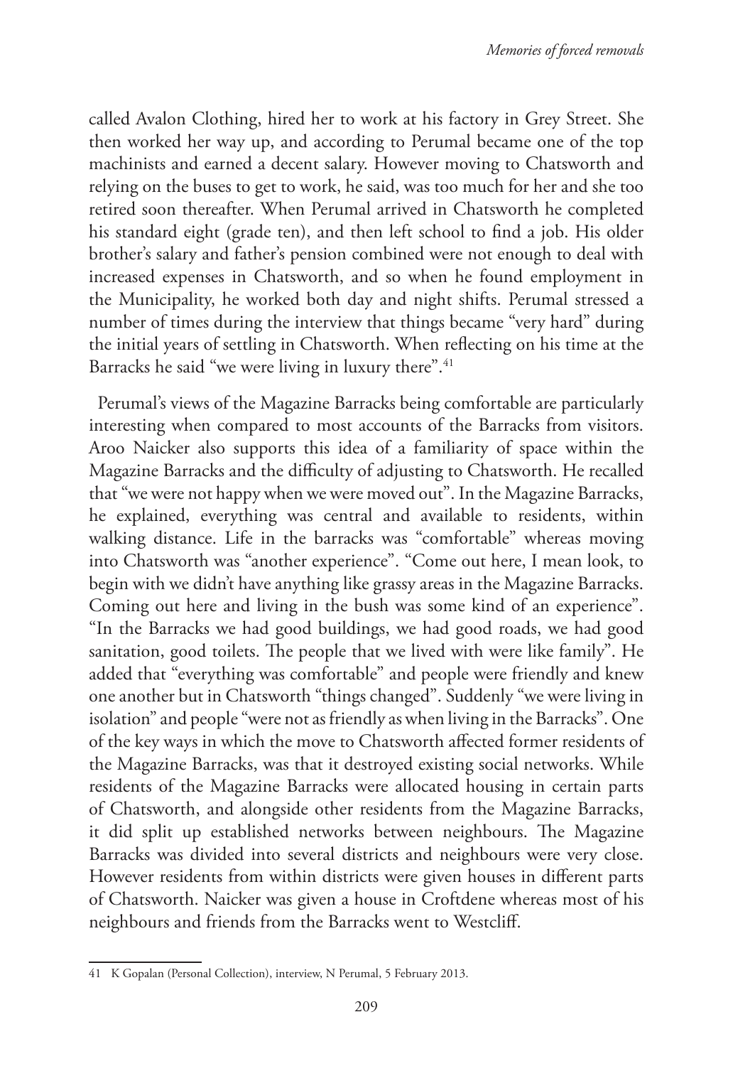called Avalon Clothing, hired her to work at his factory in Grey Street. She then worked her way up, and according to Perumal became one of the top machinists and earned a decent salary. However moving to Chatsworth and relying on the buses to get to work, he said, was too much for her and she too retired soon thereafter. When Perumal arrived in Chatsworth he completed his standard eight (grade ten), and then left school to find a job. His older brother's salary and father's pension combined were not enough to deal with increased expenses in Chatsworth, and so when he found employment in the Municipality, he worked both day and night shifts. Perumal stressed a number of times during the interview that things became "very hard" during the initial years of settling in Chatsworth. When reflecting on his time at the Barracks he said "we were living in luxury there".[41]

Perumal's views of the Magazine Barracks being comfortable are particularly interesting when compared to most accounts of the Barracks from visitors. Aroo Naicker also supports this idea of a familiarity of space within the Magazine Barracks and the difficulty of adjusting to Chatsworth. He recalled that "we were not happy when we were moved out". In the Magazine Barracks, he explained, everything was central and available to residents, within walking distance. Life in the barracks was "comfortable" whereas moving into Chatsworth was "another experience". "Come out here, I mean look, to begin with we didn't have anything like grassy areas in the Magazine Barracks. Coming out here and living in the bush was some kind of an experience". "In the Barracks we had good buildings, we had good roads, we had good sanitation, good toilets. The people that we lived with were like family". He added that "everything was comfortable" and people were friendly and knew one another but in Chatsworth "things changed". Suddenly "we were living in isolation" and people "were not as friendly as when living in the Barracks". One of the key ways in which the move to Chatsworth affected former residents of the Magazine Barracks, was that it destroyed existing social networks. While residents of the Magazine Barracks were allocated housing in certain parts of Chatsworth, and alongside other residents from the Magazine Barracks, it did split up established networks between neighbours. The Magazine Barracks was divided into several districts and neighbours were very close. However residents from within districts were given houses in different parts of Chatsworth. Naicker was given a house in Croftdene whereas most of his neighbours and friends from the Barracks went to Westcliff.

---

41 K Gopalan (Personal Collection), interview, N Perumal, 5 February 2013.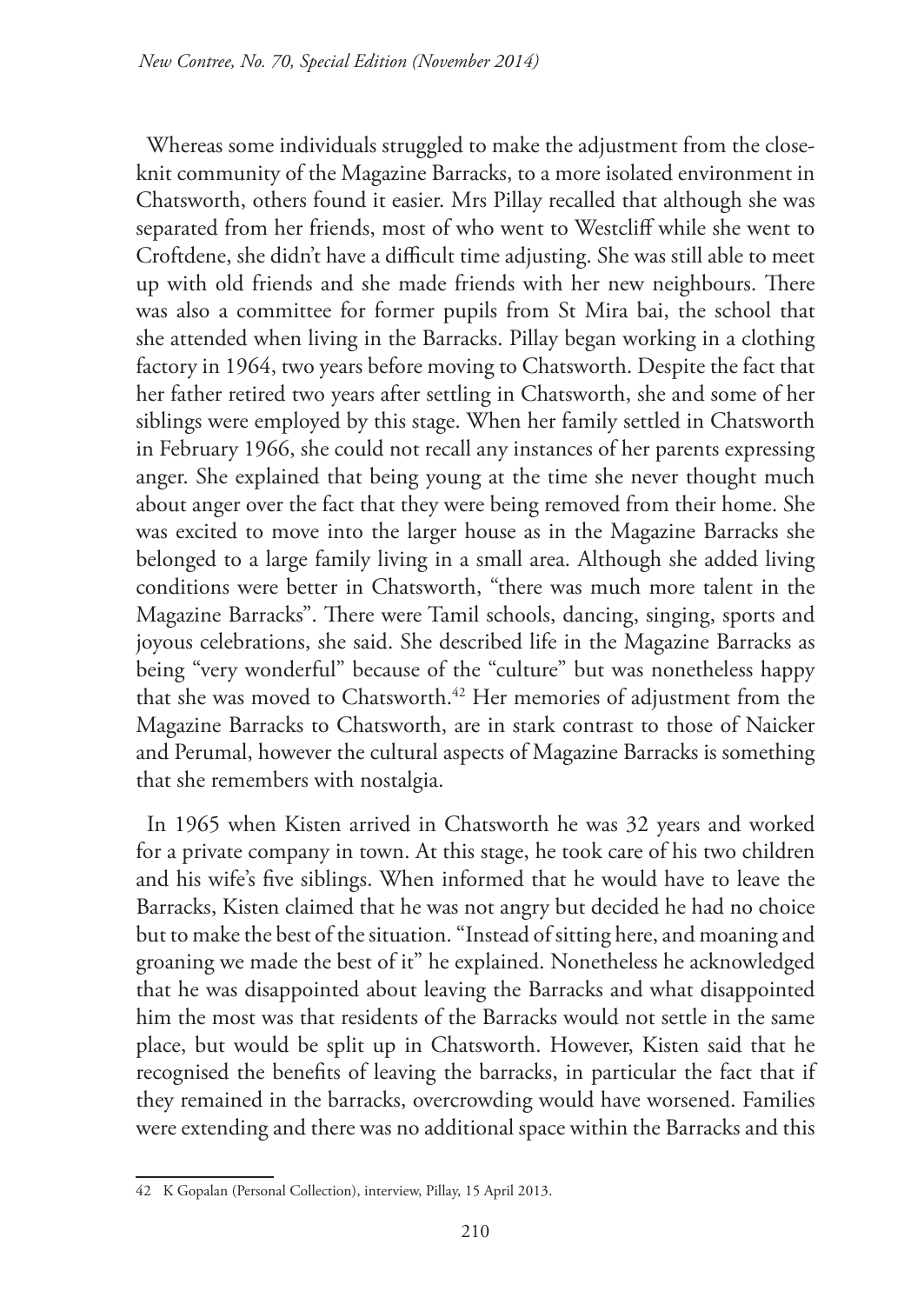Whereas some individuals struggled to make the adjustment from the close-knit community of the Magazine Barracks, to a more isolated environment in Chatsworth, others found it easier. Mrs Pillay recalled that although she was separated from her friends, most of who went to Westcliff while she went to Croftdene, she didn't have a difficult time adjusting. She was still able to meet up with old friends and she made friends with her new neighbours. There was also a committee for former pupils from St Mira bai, the school that she attended when living in the Barracks. Pillay began working in a clothing factory in 1964, two years before moving to Chatsworth. Despite the fact that her father retired two years after settling in Chatsworth, she and some of her siblings were employed by this stage. When her family settled in Chatsworth in February 1966, she could not recall any instances of her parents expressing anger. She explained that being young at the time she never thought much about anger over the fact that they were being removed from their home. She was excited to move into the larger house as in the Magazine Barracks she belonged to a large family living in a small area. Although she added living conditions were better in Chatsworth, "there was much more talent in the Magazine Barracks". There were Tamil schools, dancing, singing, sports and joyous celebrations, she said. She described life in the Magazine Barracks as being "very wonderful" because of the "culture" but was nonetheless happy that she was moved to Chatsworth.[42] Her memories of adjustment from the Magazine Barracks to Chatsworth, are in stark contrast to those of Naicker and Perumal, however the cultural aspects of Magazine Barracks is something that she remembers with nostalgia.

In 1965 when Kisten arrived in Chatsworth he was 32 years and worked for a private company in town. At this stage, he took care of his two children and his wife's five siblings. When informed that he would have to leave the Barracks, Kisten claimed that he was not angry but decided he had no choice but to make the best of the situation. "Instead of sitting here, and moaning and groaning we made the best of it" he explained. Nonetheless he acknowledged that he was disappointed about leaving the Barracks and what disappointed him the most was that residents of the Barracks would not settle in the same place, but would be split up in Chatsworth. However, Kisten said that he recognised the benefits of leaving the barracks, in particular the fact that if they remained in the barracks, overcrowding would have worsened. Families were extending and there was no additional space within the Barracks and this

42 K Gopalan (Personal Collection), interview, Pillay, 15 April 2013.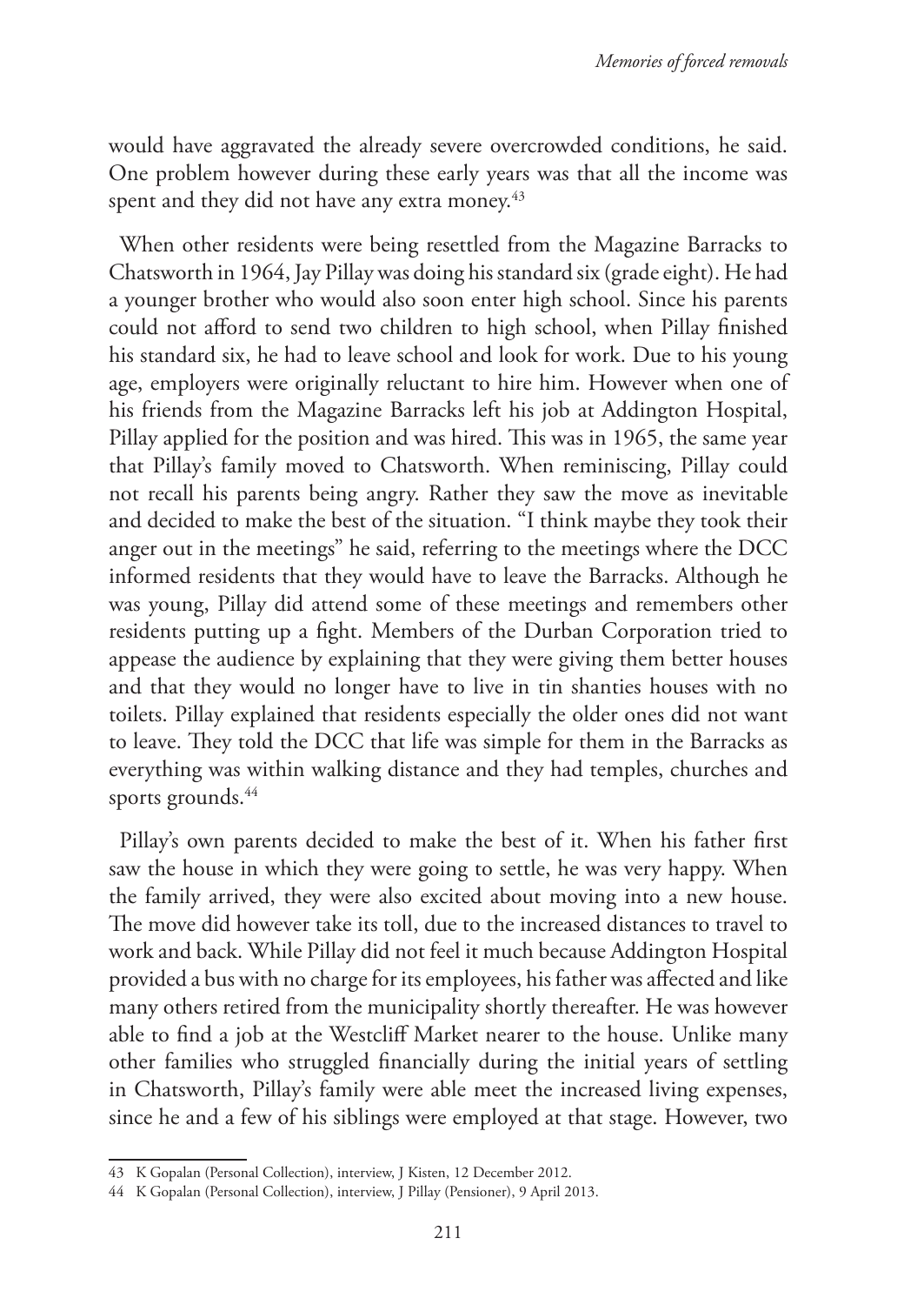would have aggravated the already severe overcrowded conditions, he said. One problem however during these early years was that all the income was spent and they did not have any extra money.[43]

When other residents were being resettled from the Magazine Barracks to Chatsworth in 1964, Jay Pillay was doing his standard six (grade eight). He had a younger brother who would also soon enter high school. Since his parents could not afford to send two children to high school, when Pillay finished his standard six, he had to leave school and look for work. Due to his young age, employers were originally reluctant to hire him. However when one of his friends from the Magazine Barracks left his job at Addington Hospital, Pillay applied for the position and was hired. This was in 1965, the same year that Pillay's family moved to Chatsworth. When reminiscing, Pillay could not recall his parents being angry. Rather they saw the move as inevitable and decided to make the best of the situation. "I think maybe they took their anger out in the meetings" he said, referring to the meetings where the DCC informed residents that they would have to leave the Barracks. Although he was young, Pillay did attend some of these meetings and remembers other residents putting up a fight. Members of the Durban Corporation tried to appease the audience by explaining that they were giving them better houses and that they would no longer have to live in tin shanties houses with no toilets. Pillay explained that residents especially the older ones did not want to leave. They told the DCC that life was simple for them in the Barracks as everything was within walking distance and they had temples, churches and sports grounds.[44]

Pillay's own parents decided to make the best of it. When his father first saw the house in which they were going to settle, he was very happy. When the family arrived, they were also excited about moving into a new house. The move did however take its toll, due to the increased distances to travel to work and back. While Pillay did not feel it much because Addington Hospital provided a bus with no charge for its employees, his father was affected and like many others retired from the municipality shortly thereafter. He was however able to find a job at the Westcliff Market nearer to the house. Unlike many other families who struggled financially during the initial years of settling in Chatsworth, Pillay's family were able meet the increased living expenses, since he and a few of his siblings were employed at that stage. However, two

43 K Gopalan (Personal Collection), interview, J Kisten, 12 December 2012.

44 K Gopalan (Personal Collection), interview, J Pillay (Pensioner), 9 April 2013.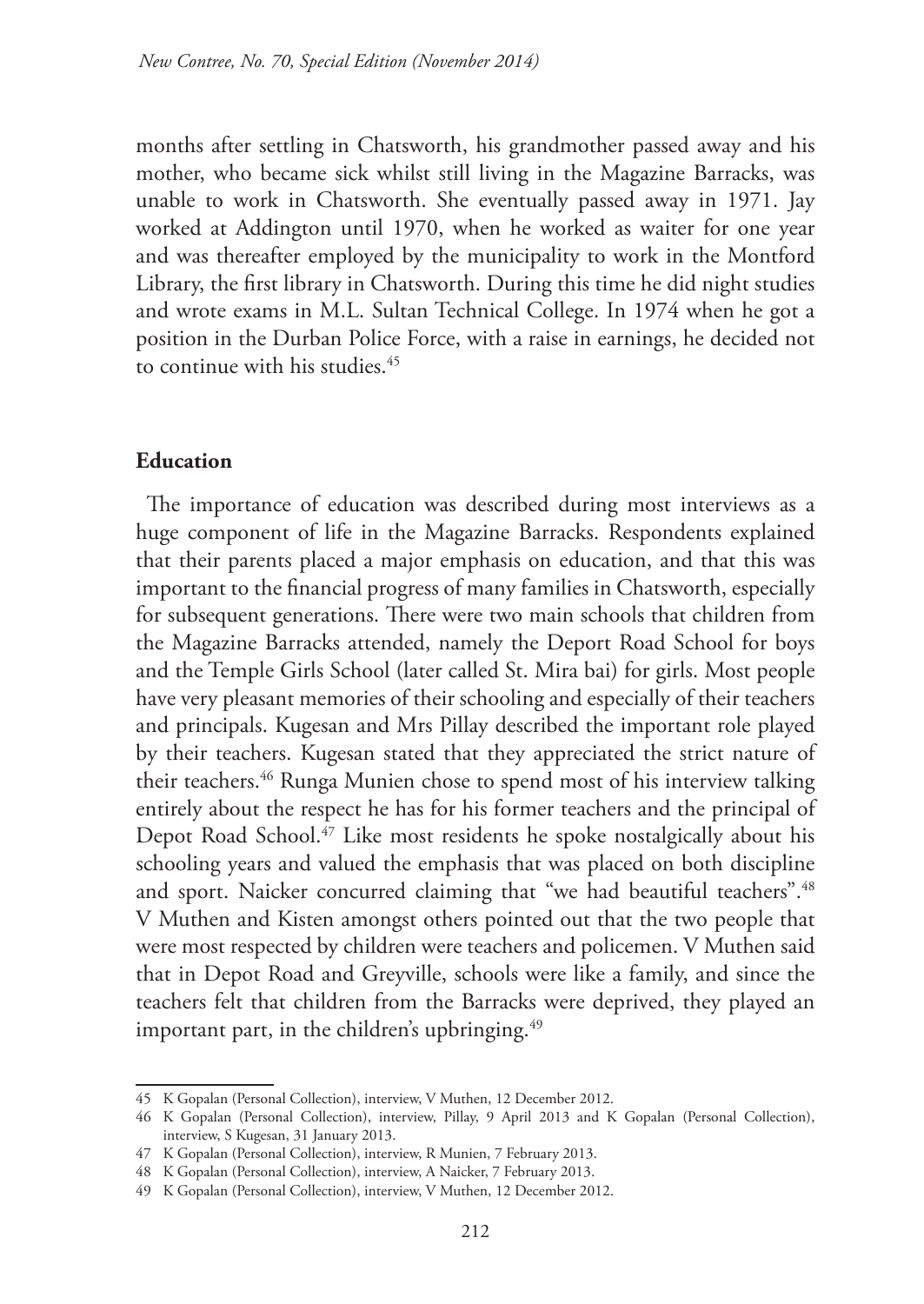months after settling in Chatsworth, his grandmother passed away and his mother, who became sick whilst still living in the Magazine Barracks, was unable to work in Chatsworth. She eventually passed away in 1971. Jay worked at Addington until 1970, when he worked as waiter for one year and was thereafter employed by the municipality to work in the Montford Library, the first library in Chatsworth. During this time he did night studies and wrote exams in M.L. Sultan Technical College. In 1974 when he got a position in the Durban Police Force, with a raise in earnings, he decided not to continue with his studies.[45]

## Education

The importance of education was described during most interviews as a huge component of life in the Magazine Barracks. Respondents explained that their parents placed a major emphasis on education, and that this was important to the financial progress of many families in Chatsworth, especially for subsequent generations. There were two main schools that children from the Magazine Barracks attended, namely the Deport Road School for boys and the Temple Girls School (later called St. Mira bai) for girls. Most people have very pleasant memories of their schooling and especially of their teachers and principals. Kugesan and Mrs Pillay described the important role played by their teachers. Kugesan stated that they appreciated the strict nature of their teachers.[46] Runga Munien chose to spend most of his interview talking entirely about the respect he has for his former teachers and the principal of Depot Road School.[47] Like most residents he spoke nostalgically about his schooling years and valued the emphasis that was placed on both discipline and sport. Naicker concurred claiming that "we had beautiful teachers".[48] V Muthen and Kisten amongst others pointed out that the two people that were most respected by children were teachers and policemen. V Muthen said that in Depot Road and Greyville, schools were like a family, and since the teachers felt that children from the Barracks were deprived, they played an important part, in the children's upbringing.[49]

---

45 K Gopalan (Personal Collection), interview, V Muthen, 12 December 2012.

46 K Gopalan (Personal Collection), interview, Pillay, 9 April 2013 and K Gopalan (Personal Collection), interview, S Kugesan, 31 January 2013.

47 K Gopalan (Personal Collection), interview, R Munien, 7 February 2013.

48 K Gopalan (Personal Collection), interview, A Naicker, 7 February 2013.

49 K Gopalan (Personal Collection), interview, V Muthen, 12 December 2012.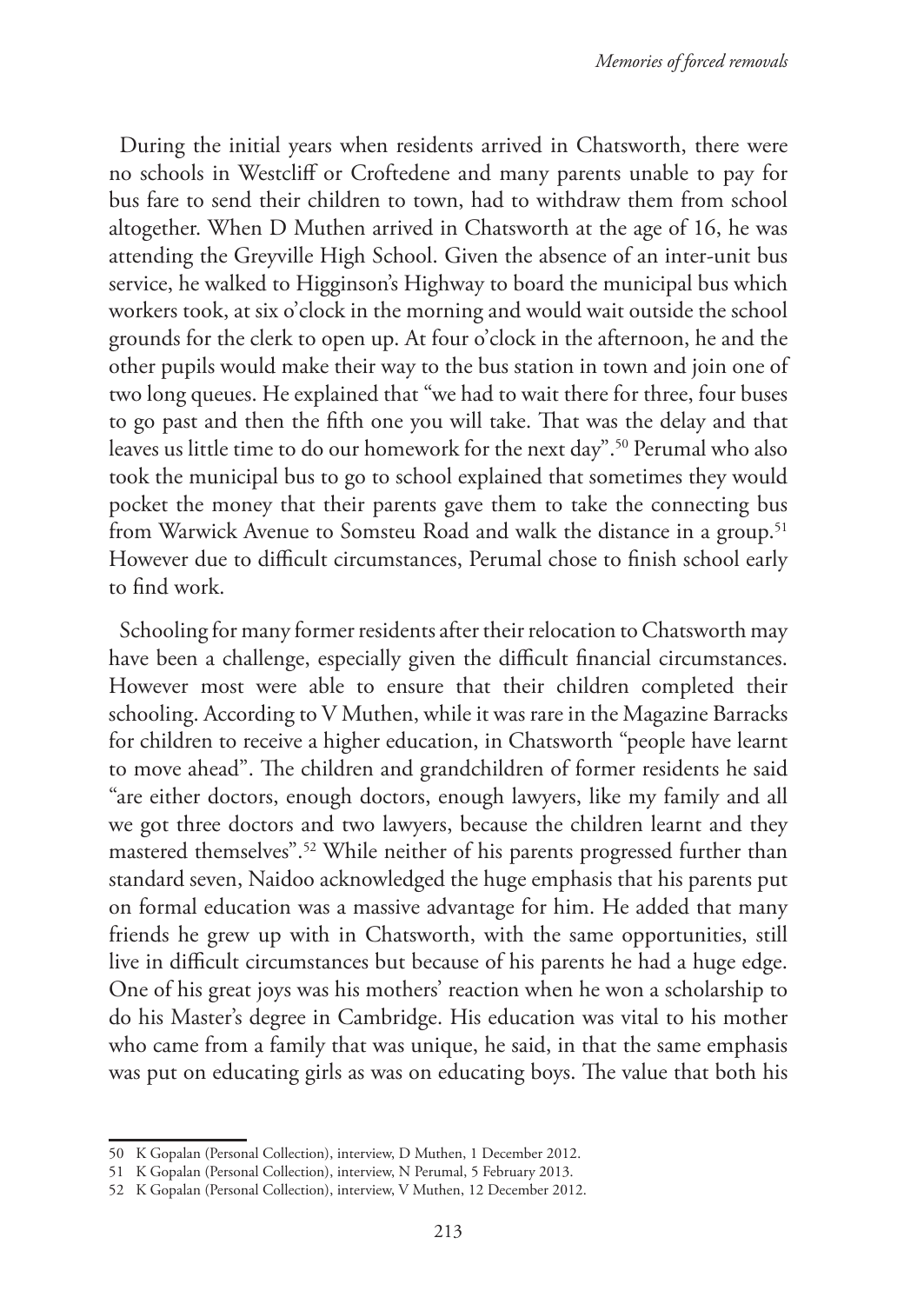During the initial years when residents arrived in Chatsworth, there were no schools in Westcliff or Croftedene and many parents unable to pay for bus fare to send their children to town, had to withdraw them from school altogether. When D Muthen arrived in Chatsworth at the age of 16, he was attending the Greyville High School. Given the absence of an inter-unit bus service, he walked to Higginson's Highway to board the municipal bus which workers took, at six o'clock in the morning and would wait outside the school grounds for the clerk to open up. At four o'clock in the afternoon, he and the other pupils would make their way to the bus station in town and join one of two long queues. He explained that "we had to wait there for three, four buses to go past and then the fifth one you will take. That was the delay and that leaves us little time to do our homework for the next day".[50] Perumal who also took the municipal bus to go to school explained that sometimes they would pocket the money that their parents gave them to take the connecting bus from Warwick Avenue to Somsteu Road and walk the distance in a group.[51] However due to difficult circumstances, Perumal chose to finish school early to find work.

Schooling for many former residents after their relocation to Chatsworth may have been a challenge, especially given the difficult financial circumstances. However most were able to ensure that their children completed their schooling. According to V Muthen, while it was rare in the Magazine Barracks for children to receive a higher education, in Chatsworth "people have learnt to move ahead". The children and grandchildren of former residents he said "are either doctors, enough doctors, enough lawyers, like my family and all we got three doctors and two lawyers, because the children learnt and they mastered themselves".[52] While neither of his parents progressed further than standard seven, Naidoo acknowledged the huge emphasis that his parents put on formal education was a massive advantage for him. He added that many friends he grew up with in Chatsworth, with the same opportunities, still live in difficult circumstances but because of his parents he had a huge edge. One of his great joys was his mothers' reaction when he won a scholarship to do his Master's degree in Cambridge. His education was vital to his mother who came from a family that was unique, he said, in that the same emphasis was put on educating girls as was on educating boys. The value that both his

---

50 K Gopalan (Personal Collection), interview, D Muthen, 1 December 2012.

51 K Gopalan (Personal Collection), interview, N Perumal, 5 February 2013.

52 K Gopalan (Personal Collection), interview, V Muthen, 12 December 2012.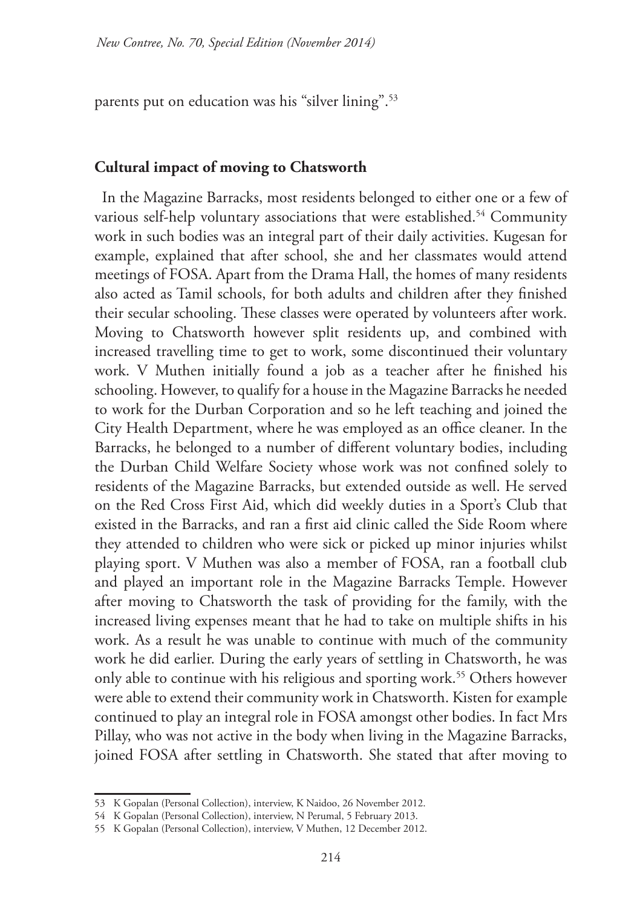parents put on education was his "silver lining".[53]

## Cultural impact of moving to Chatsworth

In the Magazine Barracks, most residents belonged to either one or a few of various self-help voluntary associations that were established.[54] Community work in such bodies was an integral part of their daily activities. Kugesan for example, explained that after school, she and her classmates would attend meetings of FOSA. Apart from the Drama Hall, the homes of many residents also acted as Tamil schools, for both adults and children after they finished their secular schooling. These classes were operated by volunteers after work. Moving to Chatsworth however split residents up, and combined with increased travelling time to get to work, some discontinued their voluntary work. V Muthen initially found a job as a teacher after he finished his schooling. However, to qualify for a house in the Magazine Barracks he needed to work for the Durban Corporation and so he left teaching and joined the City Health Department, where he was employed as an office cleaner. In the Barracks, he belonged to a number of different voluntary bodies, including the Durban Child Welfare Society whose work was not confined solely to residents of the Magazine Barracks, but extended outside as well. He served on the Red Cross First Aid, which did weekly duties in a Sport's Club that existed in the Barracks, and ran a first aid clinic called the Side Room where they attended to children who were sick or picked up minor injuries whilst playing sport. V Muthen was also a member of FOSA, ran a football club and played an important role in the Magazine Barracks Temple. However after moving to Chatsworth the task of providing for the family, with the increased living expenses meant that he had to take on multiple shifts in his work. As a result he was unable to continue with much of the community work he did earlier. During the early years of settling in Chatsworth, he was only able to continue with his religious and sporting work.[55] Others however were able to extend their community work in Chatsworth. Kisten for example continued to play an integral role in FOSA amongst other bodies. In fact Mrs Pillay, who was not active in the body when living in the Magazine Barracks, joined FOSA after settling in Chatsworth. She stated that after moving to

---

53 K Gopalan (Personal Collection), interview, K Naidoo, 26 November 2012.

54 K Gopalan (Personal Collection), interview, N Perumal, 5 February 2013.

55 K Gopalan (Personal Collection), interview, V Muthen, 12 December 2012.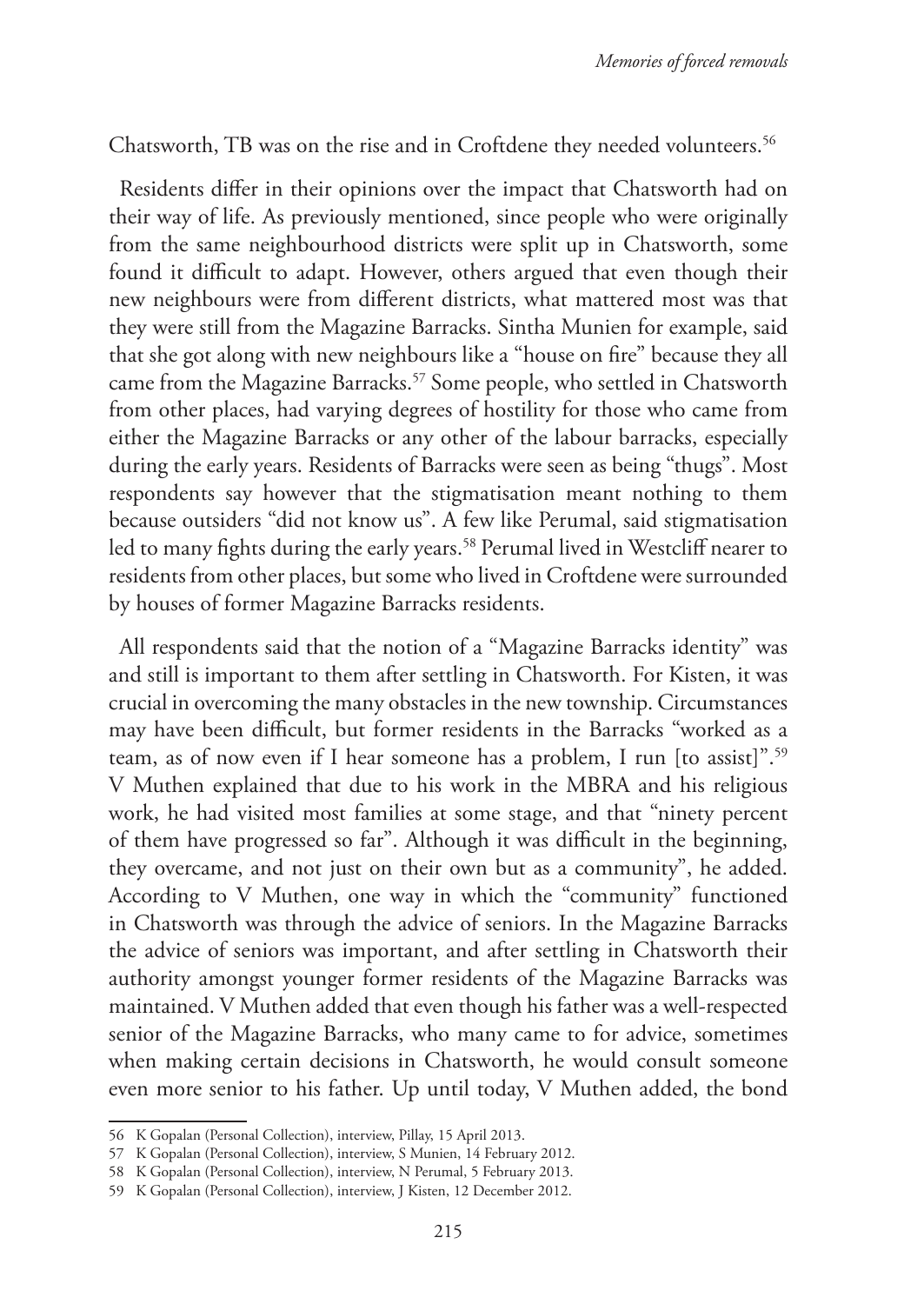Chatsworth, TB was on the rise and in Croftdene they needed volunteers.[56]

Residents differ in their opinions over the impact that Chatsworth had on their way of life. As previously mentioned, since people who were originally from the same neighbourhood districts were split up in Chatsworth, some found it difficult to adapt. However, others argued that even though their new neighbours were from different districts, what mattered most was that they were still from the Magazine Barracks. Sintha Munien for example, said that she got along with new neighbours like a "house on fire" because they all came from the Magazine Barracks.[57] Some people, who settled in Chatsworth from other places, had varying degrees of hostility for those who came from either the Magazine Barracks or any other of the labour barracks, especially during the early years. Residents of Barracks were seen as being "thugs". Most respondents say however that the stigmatisation meant nothing to them because outsiders "did not know us". A few like Perumal, said stigmatisation led to many fights during the early years.[58] Perumal lived in Westcliff nearer to residents from other places, but some who lived in Croftdene were surrounded by houses of former Magazine Barracks residents.

All respondents said that the notion of a "Magazine Barracks identity" was and still is important to them after settling in Chatsworth. For Kisten, it was crucial in overcoming the many obstacles in the new township. Circumstances may have been difficult, but former residents in the Barracks "worked as a team, as of now even if I hear someone has a problem, I run [to assist]".[59] V Muthen explained that due to his work in the MBRA and his religious work, he had visited most families at some stage, and that "ninety percent of them have progressed so far". Although it was difficult in the beginning, they overcame, and not just on their own but as a community", he added. According to V Muthen, one way in which the "community" functioned in Chatsworth was through the advice of seniors. In the Magazine Barracks the advice of seniors was important, and after settling in Chatsworth their authority amongst younger former residents of the Magazine Barracks was maintained. V Muthen added that even though his father was a well-respected senior of the Magazine Barracks, who many came to for advice, sometimes when making certain decisions in Chatsworth, he would consult someone even more senior to his father. Up until today, V Muthen added, the bond

---

56 K Gopalan (Personal Collection), interview, Pillay, 15 April 2013.

57 K Gopalan (Personal Collection), interview, S Munien, 14 February 2012.

58 K Gopalan (Personal Collection), interview, N Perumal, 5 February 2013.

59 K Gopalan (Personal Collection), interview, J Kisten, 12 December 2012.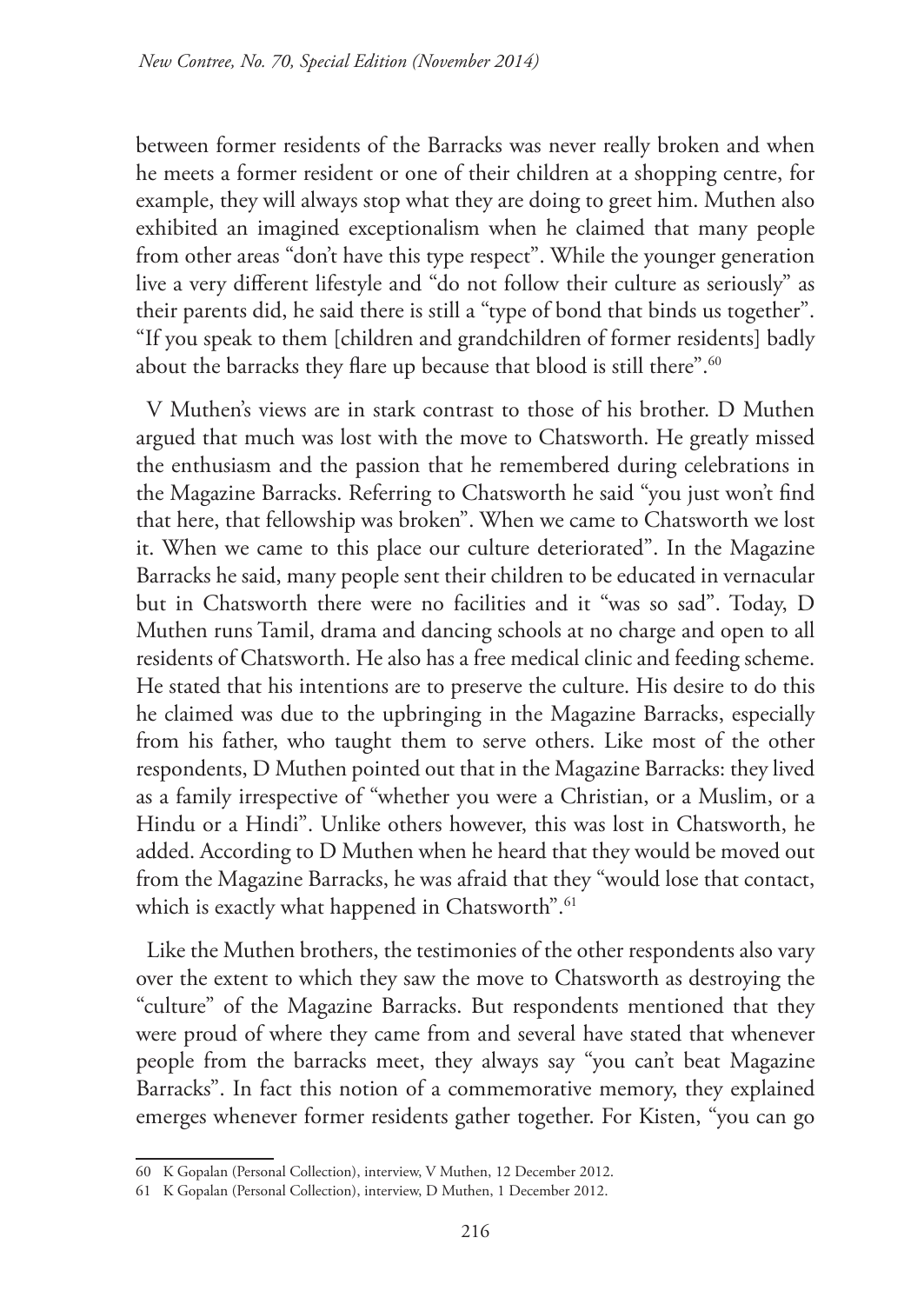between former residents of the Barracks was never really broken and when he meets a former resident or one of their children at a shopping centre, for example, they will always stop what they are doing to greet him. Muthen also exhibited an imagined exceptionalism when he claimed that many people from other areas "don't have this type respect". While the younger generation live a very different lifestyle and "do not follow their culture as seriously" as their parents did, he said there is still a "type of bond that binds us together". "If you speak to them [children and grandchildren of former residents] badly about the barracks they flare up because that blood is still there".[60]

V Muthen's views are in stark contrast to those of his brother. D Muthen argued that much was lost with the move to Chatsworth. He greatly missed the enthusiasm and the passion that he remembered during celebrations in the Magazine Barracks. Referring to Chatsworth he said "you just won't find that here, that fellowship was broken". When we came to Chatsworth we lost it. When we came to this place our culture deteriorated". In the Magazine Barracks he said, many people sent their children to be educated in vernacular but in Chatsworth there were no facilities and it "was so sad". Today, D Muthen runs Tamil, drama and dancing schools at no charge and open to all residents of Chatsworth. He also has a free medical clinic and feeding scheme. He stated that his intentions are to preserve the culture. His desire to do this he claimed was due to the upbringing in the Magazine Barracks, especially from his father, who taught them to serve others. Like most of the other respondents, D Muthen pointed out that in the Magazine Barracks: they lived as a family irrespective of "whether you were a Christian, or a Muslim, or a Hindu or a Hindi". Unlike others however, this was lost in Chatsworth, he added. According to D Muthen when he heard that they would be moved out from the Magazine Barracks, he was afraid that they "would lose that contact, which is exactly what happened in Chatsworth".[61]

Like the Muthen brothers, the testimonies of the other respondents also vary over the extent to which they saw the move to Chatsworth as destroying the "culture" of the Magazine Barracks. But respondents mentioned that they were proud of where they came from and several have stated that whenever people from the barracks meet, they always say "you can't beat Magazine Barracks". In fact this notion of a commemorative memory, they explained emerges whenever former residents gather together. For Kisten, "you can go

---

60 K Gopalan (Personal Collection), interview, V Muthen, 12 December 2012.

61 K Gopalan (Personal Collection), interview, D Muthen, 1 December 2012.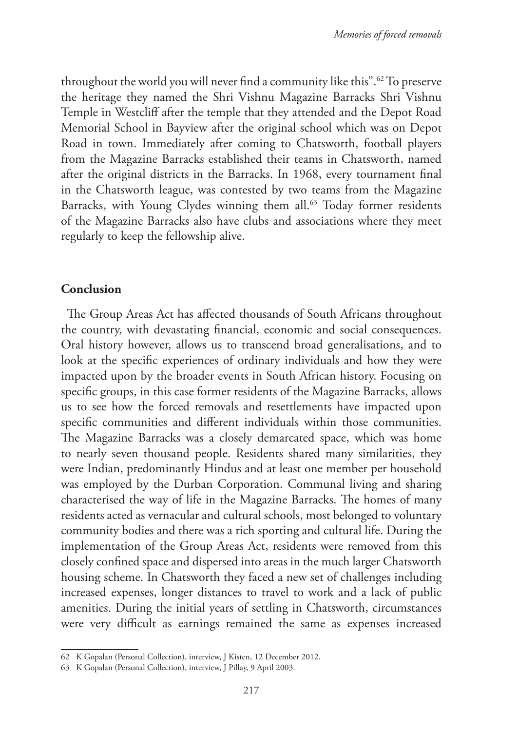throughout the world you will never find a community like this".[62] To preserve the heritage they named the Shri Vishnu Magazine Barracks Shri Vishnu Temple in Westcliff after the temple that they attended and the Depot Road Memorial School in Bayview after the original school which was on Depot Road in town. Immediately after coming to Chatsworth, football players from the Magazine Barracks established their teams in Chatsworth, named after the original districts in the Barracks. In 1968, every tournament final in the Chatsworth league, was contested by two teams from the Magazine Barracks, with Young Clydes winning them all.[63] Today former residents of the Magazine Barracks also have clubs and associations where they meet regularly to keep the fellowship alive.

## Conclusion

The Group Areas Act has affected thousands of South Africans throughout the country, with devastating financial, economic and social consequences. Oral history however, allows us to transcend broad generalisations, and to look at the specific experiences of ordinary individuals and how they were impacted upon by the broader events in South African history. Focusing on specific groups, in this case former residents of the Magazine Barracks, allows us to see how the forced removals and resettlements have impacted upon specific communities and different individuals within those communities. The Magazine Barracks was a closely demarcated space, which was home to nearly seven thousand people. Residents shared many similarities, they were Indian, predominantly Hindus and at least one member per household was employed by the Durban Corporation. Communal living and sharing characterised the way of life in the Magazine Barracks. The homes of many residents acted as vernacular and cultural schools, most belonged to voluntary community bodies and there was a rich sporting and cultural life. During the implementation of the Group Areas Act, residents were removed from this closely confined space and dispersed into areas in the much larger Chatsworth housing scheme. In Chatsworth they faced a new set of challenges including increased expenses, longer distances to travel to work and a lack of public amenities. During the initial years of settling in Chatsworth, circumstances were very difficult as earnings remained the same as expenses increased

62 K Gopalan (Personal Collection), interview, J Kisten, 12 December 2012.

63 K Gopalan (Personal Collection), interview, J Pillay, 9 April 2003.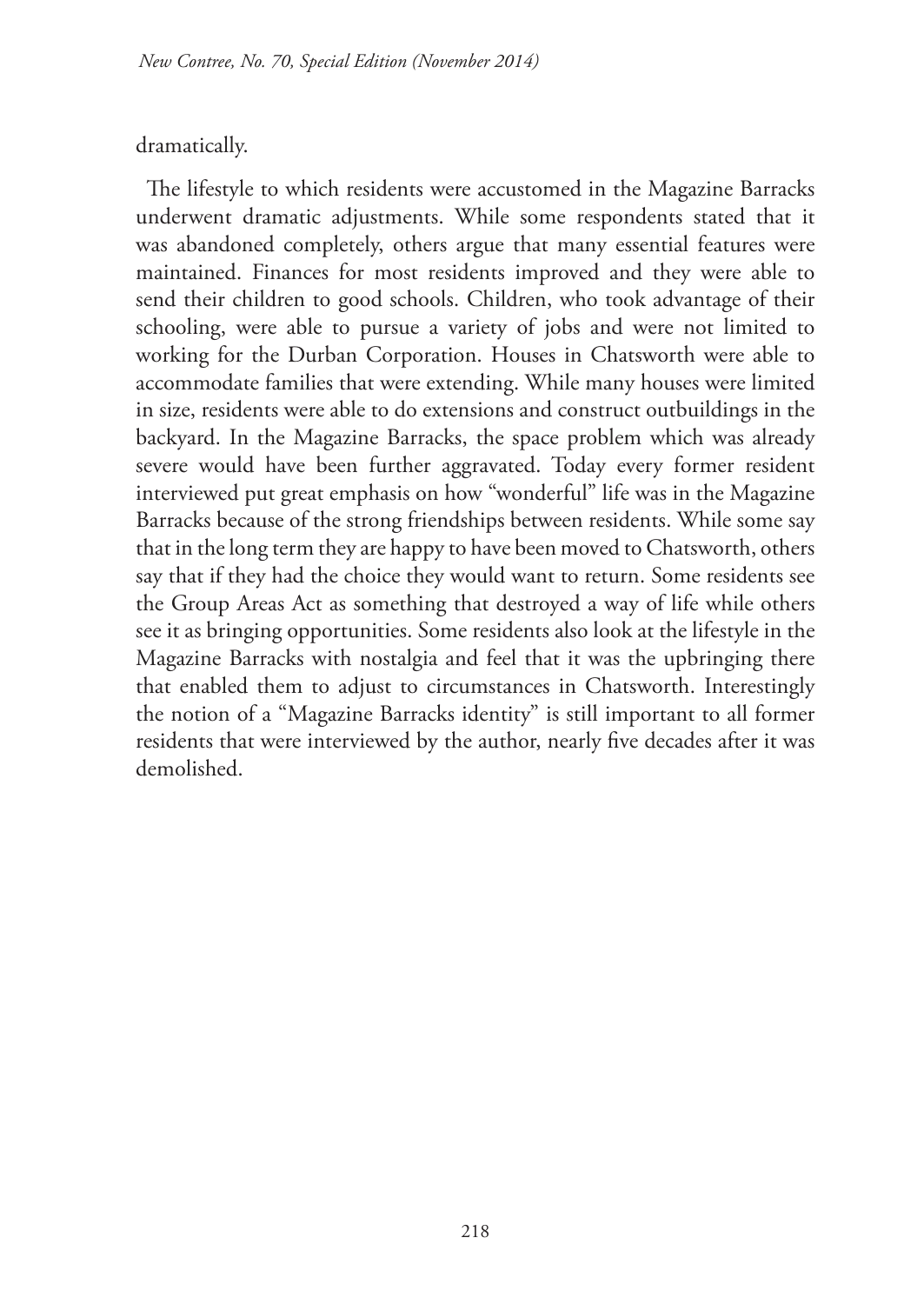dramatically.

The lifestyle to which residents were accustomed in the Magazine Barracks underwent dramatic adjustments. While some respondents stated that it was abandoned completely, others argue that many essential features were maintained. Finances for most residents improved and they were able to send their children to good schools. Children, who took advantage of their schooling, were able to pursue a variety of jobs and were not limited to working for the Durban Corporation. Houses in Chatsworth were able to accommodate families that were extending. While many houses were limited in size, residents were able to do extensions and construct outbuildings in the backyard. In the Magazine Barracks, the space problem which was already severe would have been further aggravated. Today every former resident interviewed put great emphasis on how "wonderful" life was in the Magazine Barracks because of the strong friendships between residents. While some say that in the long term they are happy to have been moved to Chatsworth, others say that if they had the choice they would want to return. Some residents see the Group Areas Act as something that destroyed a way of life while others see it as bringing opportunities. Some residents also look at the lifestyle in the Magazine Barracks with nostalgia and feel that it was the upbringing there that enabled them to adjust to circumstances in Chatsworth. Interestingly the notion of a "Magazine Barracks identity" is still important to all former residents that were interviewed by the author, nearly five decades after it was demolished.